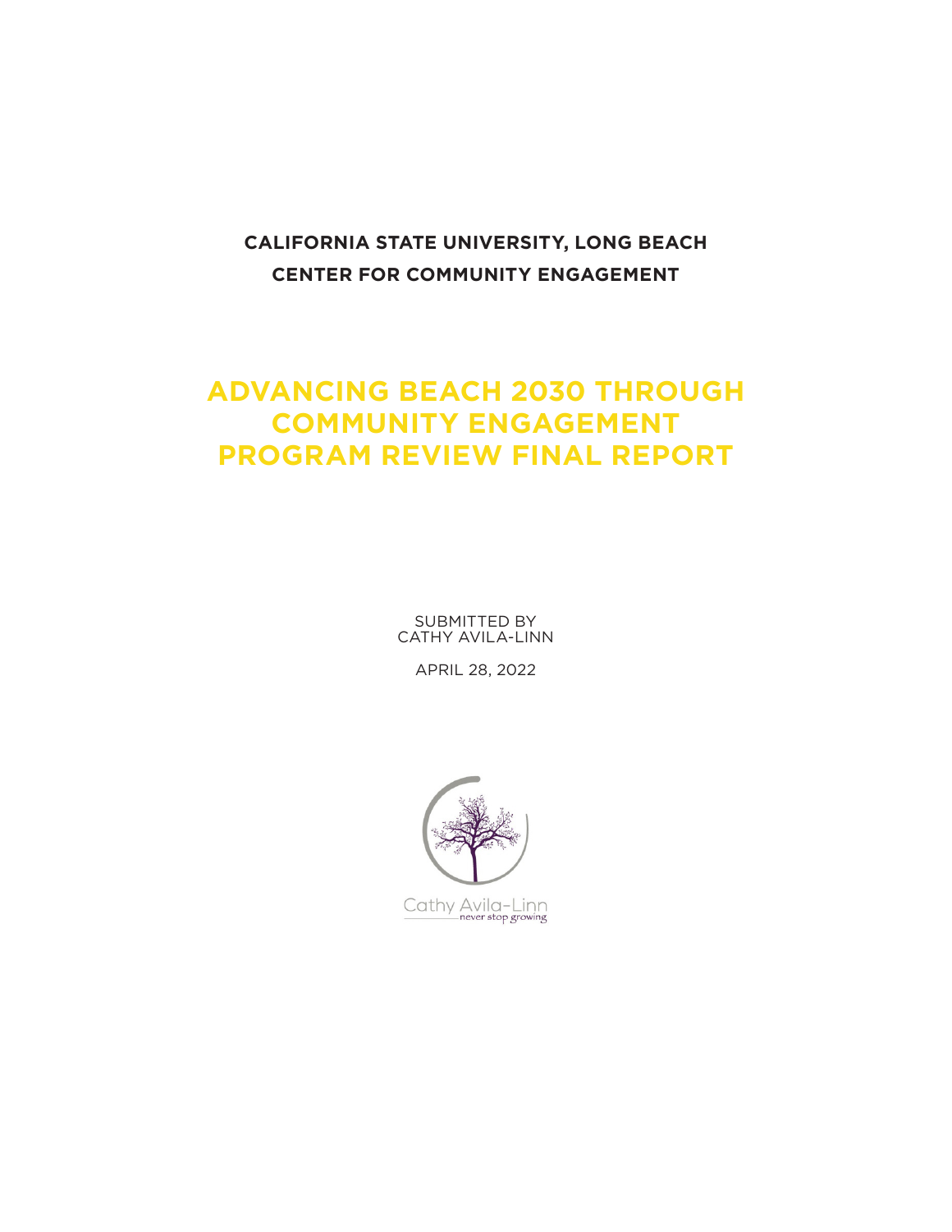**CALIFORNIA STATE UNIVERSITY, LONG BEACH**

**CENTER FOR COMMUNITY ENGAGEMENT**

# ADVANCING BEACH 2030 THROUGH COMMUNITY ENGAGEMENT PROGRAM REVIEW FINAL REPORT

SUBMITTED BY
CATHY AVILA-LINN

APRIL 28, 2022

Cathy Avila-Linn
never stop growing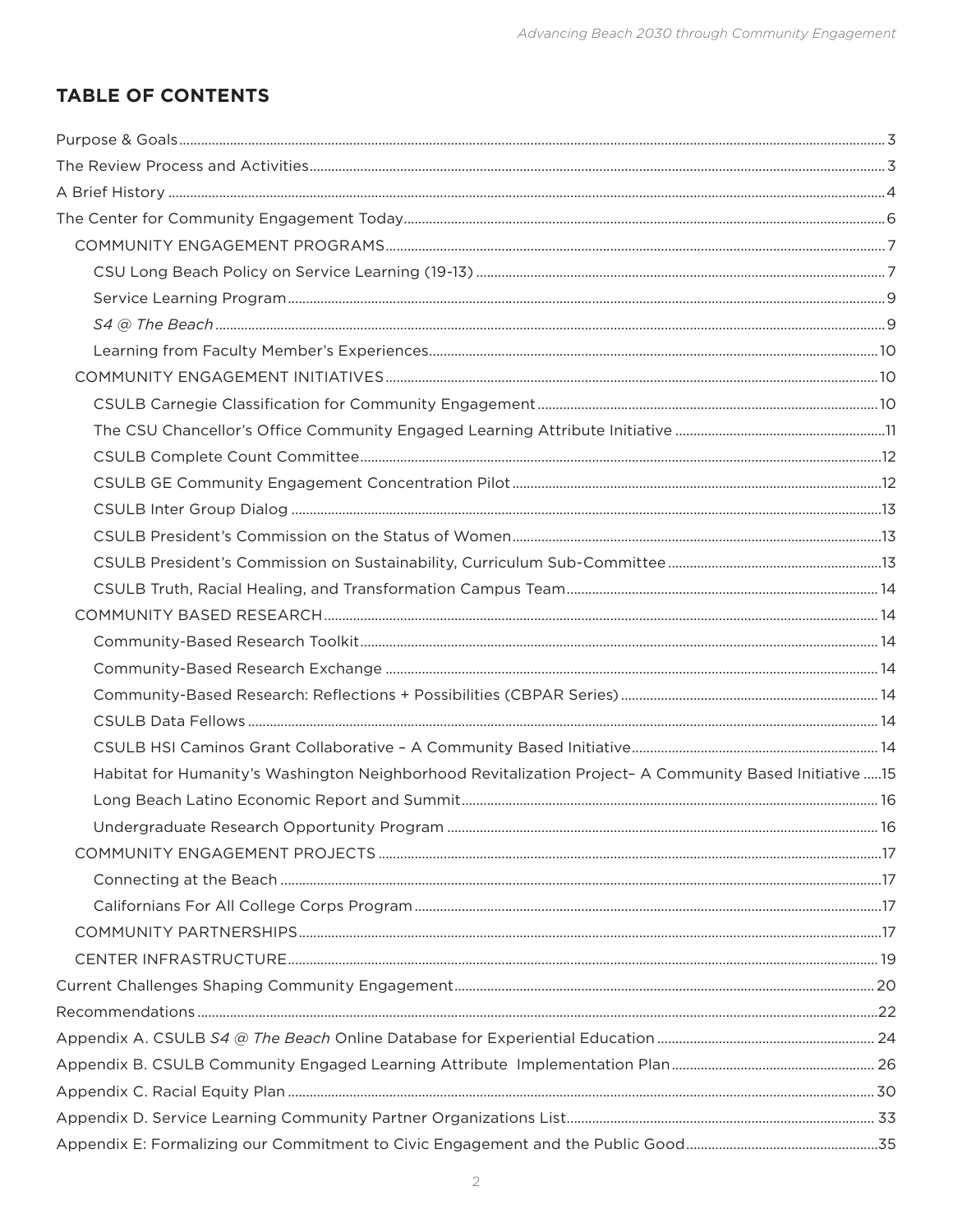## TABLE OF CONTENTS

- Purpose & Goals ... 3
- The Review Process and Activities ... 3
- A Brief History ... 4
- The Center for Community Engagement Today ... 6
  - COMMUNITY ENGAGEMENT PROGRAMS ... 7
    - CSU Long Beach Policy on Service Learning (19-13) ... 7
    - Service Learning Program ... 9
    - *S4 @ The Beach* ... 9
    - Learning from Faculty Member's Experiences ... 10
  - COMMUNITY ENGAGEMENT INITIATIVES ... 10
    - CSULB Carnegie Classification for Community Engagement ... 10
    - The CSU Chancellor's Office Community Engaged Learning Attribute Initiative ... 11
    - CSULB Complete Count Committee ... 12
    - CSULB GE Community Engagement Concentration Pilot ... 12
    - CSULB Inter Group Dialog ... 13
    - CSULB President's Commission on the Status of Women ... 13
    - CSULB President's Commission on Sustainability, Curriculum Sub-Committee ... 13
    - CSULB Truth, Racial Healing, and Transformation Campus Team ... 14
  - COMMUNITY BASED RESEARCH ... 14
    - Community-Based Research Toolkit ... 14
    - Community-Based Research Exchange ... 14
    - Community-Based Research: Reflections + Possibilities (CBPAR Series) ... 14
    - CSULB Data Fellows ... 14
    - CSULB HSI Caminos Grant Collaborative – A Community Based Initiative ... 14
    - Habitat for Humanity's Washington Neighborhood Revitalization Project– A Community Based Initiative ... 15
    - Long Beach Latino Economic Report and Summit ... 16
    - Undergraduate Research Opportunity Program ... 16
  - COMMUNITY ENGAGEMENT PROJECTS ... 17
    - Connecting at the Beach ... 17
    - Californians For All College Corps Program ... 17
  - COMMUNITY PARTNERSHIPS ... 17
  - CENTER INFRASTRUCTURE ... 19
- Current Challenges Shaping Community Engagement ... 20
- Recommendations ... 22
- Appendix A. CSULB *S4 @ The Beach* Online Database for Experiential Education ... 24
- Appendix B. CSULB Community Engaged Learning Attribute Implementation Plan ... 26
- Appendix C. Racial Equity Plan ... 30
- Appendix D. Service Learning Community Partner Organizations List ... 33
- Appendix E: Formalizing our Commitment to Civic Engagement and the Public Good ... 35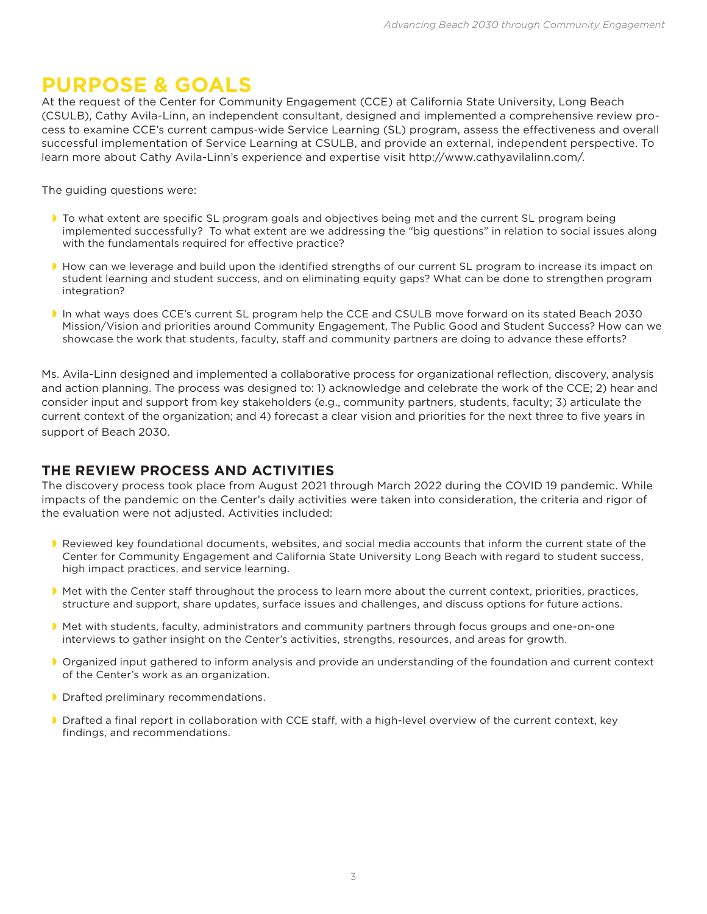# PURPOSE & GOALS

At the request of the Center for Community Engagement (CCE) at California State University, Long Beach (CSULB), Cathy Avila-Linn, an independent consultant, designed and implemented a comprehensive review process to examine CCE's current campus-wide Service Learning (SL) program, assess the effectiveness and overall successful implementation of Service Learning at CSULB, and provide an external, independent perspective. To learn more about Cathy Avila-Linn's experience and expertise visit http://www.cathyavilalinn.com/.

The guiding questions were:

- To what extent are specific SL program goals and objectives being met and the current SL program being implemented successfully? To what extent are we addressing the "big questions" in relation to social issues along with the fundamentals required for effective practice?
- How can we leverage and build upon the identified strengths of our current SL program to increase its impact on student learning and student success, and on eliminating equity gaps? What can be done to strengthen program integration?
- In what ways does CCE's current SL program help the CCE and CSULB move forward on its stated Beach 2030 Mission/Vision and priorities around Community Engagement, The Public Good and Student Success? How can we showcase the work that students, faculty, staff and community partners are doing to advance these efforts?

Ms. Avila-Linn designed and implemented a collaborative process for organizational reflection, discovery, analysis and action planning. The process was designed to: 1) acknowledge and celebrate the work of the CCE; 2) hear and consider input and support from key stakeholders (e.g., community partners, students, faculty; 3) articulate the current context of the organization; and 4) forecast a clear vision and priorities for the next three to five years in support of Beach 2030.

## THE REVIEW PROCESS AND ACTIVITIES

The discovery process took place from August 2021 through March 2022 during the COVID 19 pandemic. While impacts of the pandemic on the Center's daily activities were taken into consideration, the criteria and rigor of the evaluation were not adjusted. Activities included:

- Reviewed key foundational documents, websites, and social media accounts that inform the current state of the Center for Community Engagement and California State University Long Beach with regard to student success, high impact practices, and service learning.
- Met with the Center staff throughout the process to learn more about the current context, priorities, practices, structure and support, share updates, surface issues and challenges, and discuss options for future actions.
- Met with students, faculty, administrators and community partners through focus groups and one-on-one interviews to gather insight on the Center's activities, strengths, resources, and areas for growth.
- Organized input gathered to inform analysis and provide an understanding of the foundation and current context of the Center's work as an organization.
- Drafted preliminary recommendations.
- Drafted a final report in collaboration with CCE staff, with a high-level overview of the current context, key findings, and recommendations.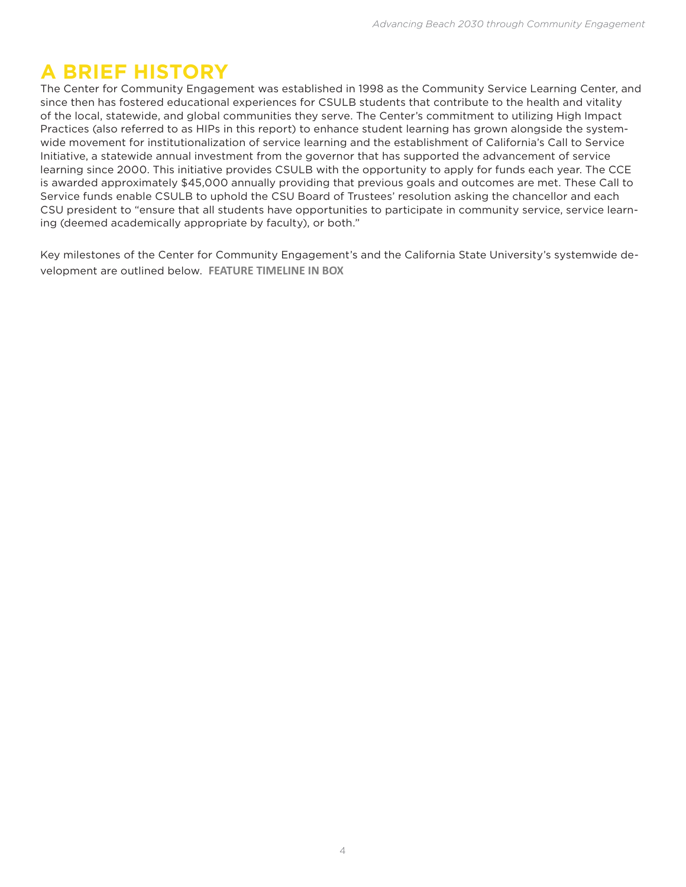# A BRIEF HISTORY

The Center for Community Engagement was established in 1998 as the Community Service Learning Center, and since then has fostered educational experiences for CSULB students that contribute to the health and vitality of the local, statewide, and global communities they serve. The Center's commitment to utilizing High Impact Practices (also referred to as HIPs in this report) to enhance student learning has grown alongside the systemwide movement for institutionalization of service learning and the establishment of California's Call to Service Initiative, a statewide annual investment from the governor that has supported the advancement of service learning since 2000. This initiative provides CSULB with the opportunity to apply for funds each year. The CCE is awarded approximately $45,000 annually providing that previous goals and outcomes are met. These Call to Service funds enable CSULB to uphold the CSU Board of Trustees' resolution asking the chancellor and each CSU president to "ensure that all students have opportunities to participate in community service, service learning (deemed academically appropriate by faculty), or both."

Key milestones of the Center for Community Engagement's and the California State University's systemwide development are outlined below. **FEATURE TIMELINE IN BOX**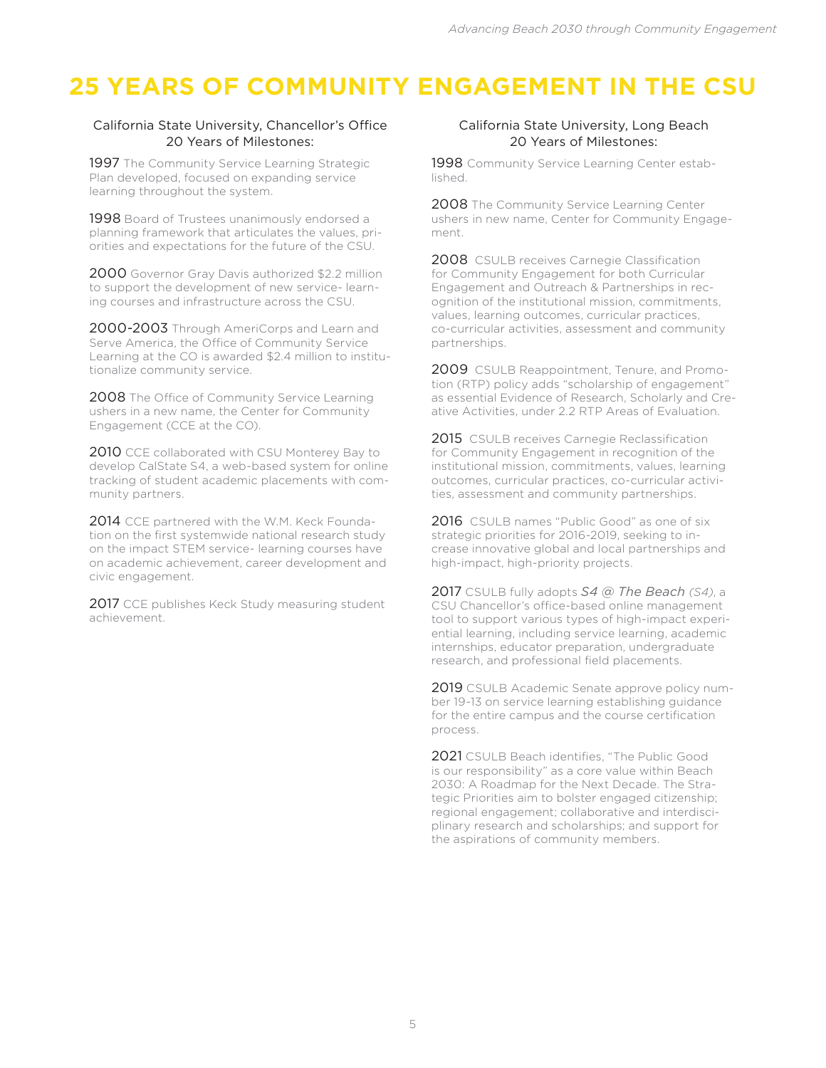# 25 YEARS OF COMMUNITY ENGAGEMENT IN THE CSU

## California State University, Chancellor's Office 20 Years of Milestones:

**1997** The Community Service Learning Strategic Plan developed, focused on expanding service learning throughout the system.

**1998** Board of Trustees unanimously endorsed a planning framework that articulates the values, priorities and expectations for the future of the CSU.

**2000** Governor Gray Davis authorized $2.2 million to support the development of new service- learning courses and infrastructure across the CSU.

**2000-2003** Through AmeriCorps and Learn and Serve America, the Office of Community Service Learning at the CO is awarded $2.4 million to institutionalize community service.

**2008** The Office of Community Service Learning ushers in a new name, the Center for Community Engagement (CCE at the CO).

**2010** CCE collaborated with CSU Monterey Bay to develop CalState S4, a web-based system for online tracking of student academic placements with community partners.

**2014** CCE partnered with the W.M. Keck Foundation on the first systemwide national research study on the impact STEM service- learning courses have on academic achievement, career development and civic engagement.

**2017** CCE publishes Keck Study measuring student achievement.

## California State University, Long Beach 20 Years of Milestones:

**1998** Community Service Learning Center established.

**2008** The Community Service Learning Center ushers in new name, Center for Community Engagement.

**2008** CSULB receives Carnegie Classification for Community Engagement for both Curricular Engagement and Outreach & Partnerships in recognition of the institutional mission, commitments, values, learning outcomes, curricular practices, co-curricular activities, assessment and community partnerships.

**2009** CSULB Reappointment, Tenure, and Promotion (RTP) policy adds "scholarship of engagement" as essential Evidence of Research, Scholarly and Creative Activities, under 2.2 RTP Areas of Evaluation.

**2015** CSULB receives Carnegie Reclassification for Community Engagement in recognition of the institutional mission, commitments, values, learning outcomes, curricular practices, co-curricular activities, assessment and community partnerships.

**2016** CSULB names "Public Good" as one of six strategic priorities for 2016-2019, seeking to increase innovative global and local partnerships and high-impact, high-priority projects.

**2017** CSULB fully adopts *S4 @ The Beach (S4)*, a CSU Chancellor's office-based online management tool to support various types of high-impact experiential learning, including service learning, academic internships, educator preparation, undergraduate research, and professional field placements.

**2019** CSULB Academic Senate approve policy number 19-13 on service learning establishing guidance for the entire campus and the course certification process.

**2021** CSULB Beach identifies, "The Public Good is our responsibility" as a core value within Beach 2030: A Roadmap for the Next Decade. The Strategic Priorities aim to bolster engaged citizenship; regional engagement; collaborative and interdisciplinary research and scholarships; and support for the aspirations of community members.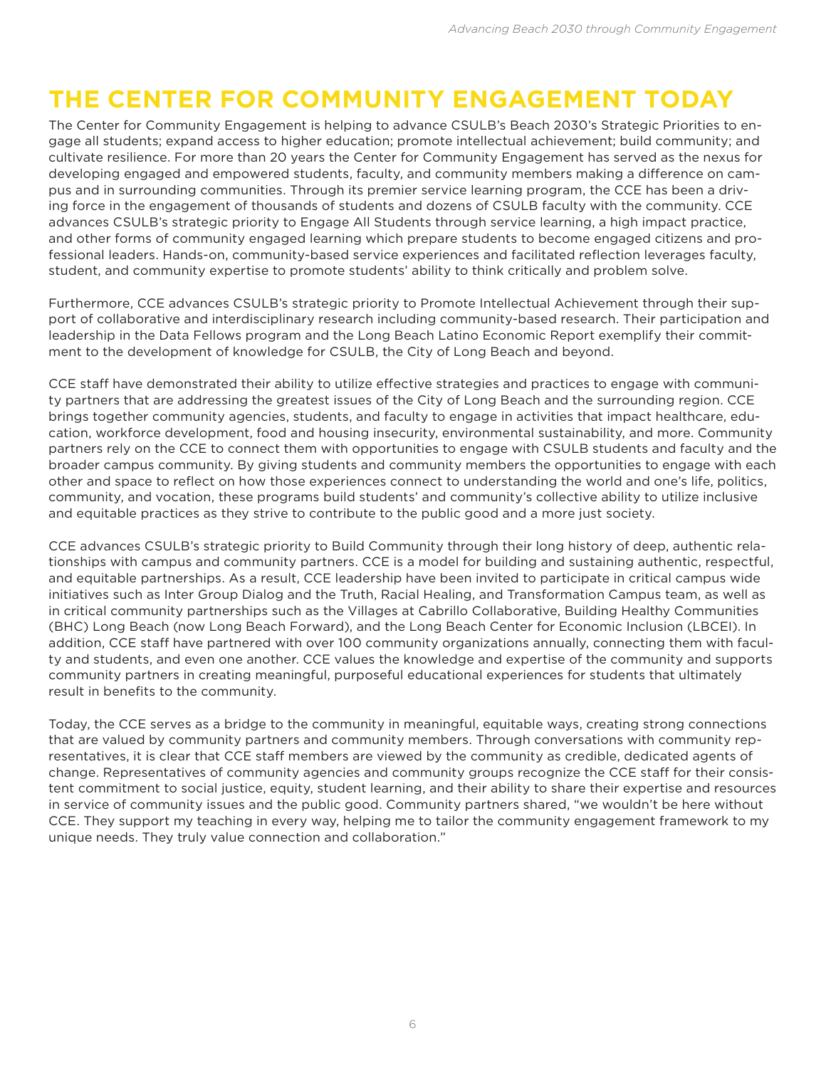# THE CENTER FOR COMMUNITY ENGAGEMENT TODAY

The Center for Community Engagement is helping to advance CSULB's Beach 2030's Strategic Priorities to engage all students; expand access to higher education; promote intellectual achievement; build community; and cultivate resilience. For more than 20 years the Center for Community Engagement has served as the nexus for developing engaged and empowered students, faculty, and community members making a difference on campus and in surrounding communities. Through its premier service learning program, the CCE has been a driving force in the engagement of thousands of students and dozens of CSULB faculty with the community. CCE advances CSULB's strategic priority to Engage All Students through service learning, a high impact practice, and other forms of community engaged learning which prepare students to become engaged citizens and professional leaders. Hands-on, community-based service experiences and facilitated reflection leverages faculty, student, and community expertise to promote students' ability to think critically and problem solve.

Furthermore, CCE advances CSULB's strategic priority to Promote Intellectual Achievement through their support of collaborative and interdisciplinary research including community-based research. Their participation and leadership in the Data Fellows program and the Long Beach Latino Economic Report exemplify their commitment to the development of knowledge for CSULB, the City of Long Beach and beyond.

CCE staff have demonstrated their ability to utilize effective strategies and practices to engage with community partners that are addressing the greatest issues of the City of Long Beach and the surrounding region. CCE brings together community agencies, students, and faculty to engage in activities that impact healthcare, education, workforce development, food and housing insecurity, environmental sustainability, and more. Community partners rely on the CCE to connect them with opportunities to engage with CSULB students and faculty and the broader campus community. By giving students and community members the opportunities to engage with each other and space to reflect on how those experiences connect to understanding the world and one's life, politics, community, and vocation, these programs build students' and community's collective ability to utilize inclusive and equitable practices as they strive to contribute to the public good and a more just society.

CCE advances CSULB's strategic priority to Build Community through their long history of deep, authentic relationships with campus and community partners. CCE is a model for building and sustaining authentic, respectful, and equitable partnerships. As a result, CCE leadership have been invited to participate in critical campus wide initiatives such as Inter Group Dialog and the Truth, Racial Healing, and Transformation Campus team, as well as in critical community partnerships such as the Villages at Cabrillo Collaborative, Building Healthy Communities (BHC) Long Beach (now Long Beach Forward), and the Long Beach Center for Economic Inclusion (LBCEI). In addition, CCE staff have partnered with over 100 community organizations annually, connecting them with faculty and students, and even one another. CCE values the knowledge and expertise of the community and supports community partners in creating meaningful, purposeful educational experiences for students that ultimately result in benefits to the community.

Today, the CCE serves as a bridge to the community in meaningful, equitable ways, creating strong connections that are valued by community partners and community members. Through conversations with community representatives, it is clear that CCE staff members are viewed by the community as credible, dedicated agents of change. Representatives of community agencies and community groups recognize the CCE staff for their consistent commitment to social justice, equity, student learning, and their ability to share their expertise and resources in service of community issues and the public good. Community partners shared, "we wouldn't be here without CCE. They support my teaching in every way, helping me to tailor the community engagement framework to my unique needs. They truly value connection and collaboration."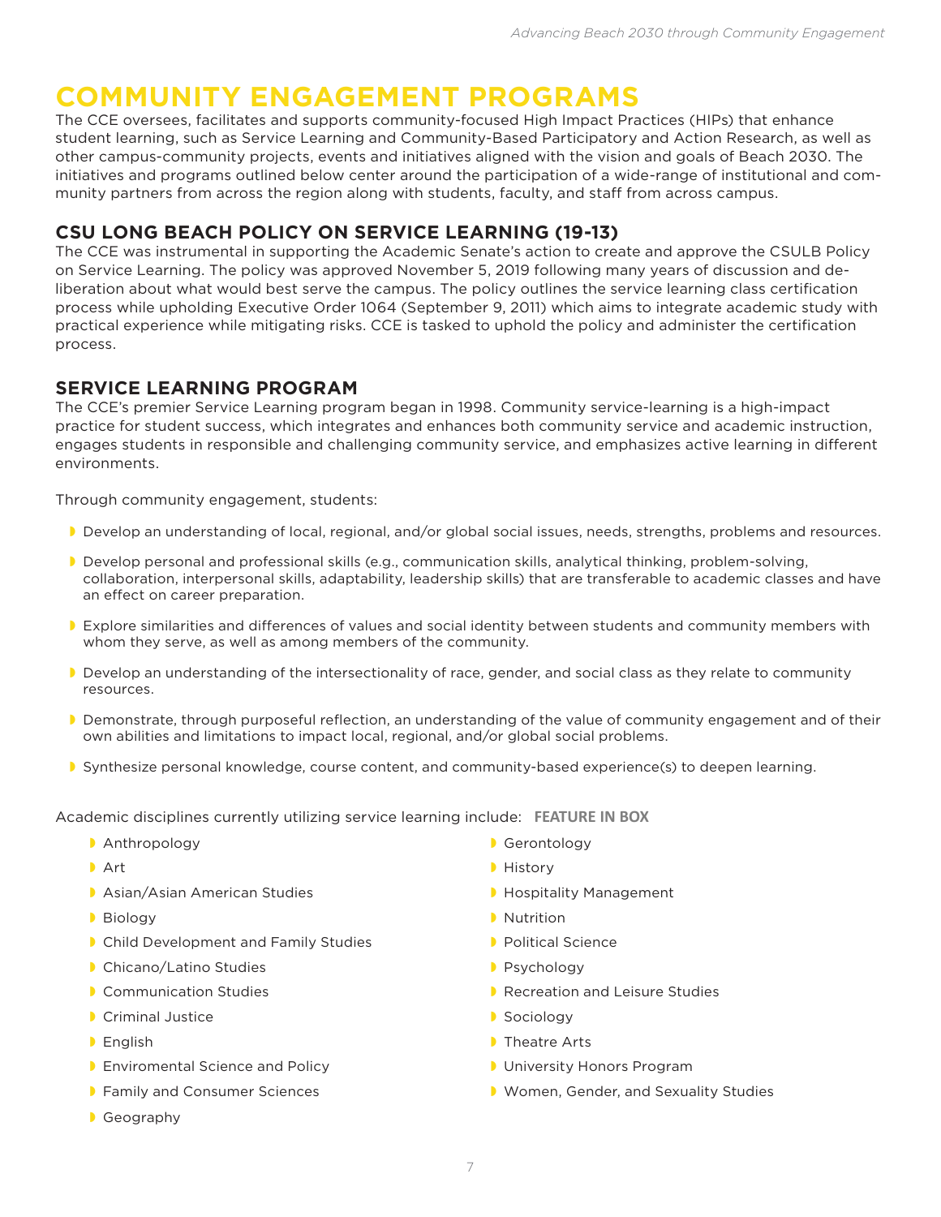# COMMUNITY ENGAGEMENT PROGRAMS

The CCE oversees, facilitates and supports community-focused High Impact Practices (HIPs) that enhance student learning, such as Service Learning and Community-Based Participatory and Action Research, as well as other campus-community projects, events and initiatives aligned with the vision and goals of Beach 2030. The initiatives and programs outlined below center around the participation of a wide-range of institutional and community partners from across the region along with students, faculty, and staff from across campus.

## CSU LONG BEACH POLICY ON SERVICE LEARNING (19-13)

The CCE was instrumental in supporting the Academic Senate's action to create and approve the CSULB Policy on Service Learning. The policy was approved November 5, 2019 following many years of discussion and deliberation about what would best serve the campus. The policy outlines the service learning class certification process while upholding Executive Order 1064 (September 9, 2011) which aims to integrate academic study with practical experience while mitigating risks. CCE is tasked to uphold the policy and administer the certification process.

## SERVICE LEARNING PROGRAM

The CCE's premier Service Learning program began in 1998. Community service-learning is a high-impact practice for student success, which integrates and enhances both community service and academic instruction, engages students in responsible and challenging community service, and emphasizes active learning in different environments.

Through community engagement, students:

- Develop an understanding of local, regional, and/or global social issues, needs, strengths, problems and resources.
- Develop personal and professional skills (e.g., communication skills, analytical thinking, problem-solving, collaboration, interpersonal skills, adaptability, leadership skills) that are transferable to academic classes and have an effect on career preparation.
- Explore similarities and differences of values and social identity between students and community members with whom they serve, as well as among members of the community.
- Develop an understanding of the intersectionality of race, gender, and social class as they relate to community resources.
- Demonstrate, through purposeful reflection, an understanding of the value of community engagement and of their own abilities and limitations to impact local, regional, and/or global social problems.
- Synthesize personal knowledge, course content, and community-based experience(s) to deepen learning.

Academic disciplines currently utilizing service learning include: **FEATURE IN BOX**

- Anthropology
- Art
- Asian/Asian American Studies
- Biology
- Child Development and Family Studies
- Chicano/Latino Studies
- Communication Studies
- Criminal Justice
- English
- Enviromental Science and Policy
- Family and Consumer Sciences
- Geography
- Gerontology
- History
- Hospitality Management
- Nutrition
- Political Science
- Psychology
- Recreation and Leisure Studies
- Sociology
- Theatre Arts
- University Honors Program
- Women, Gender, and Sexuality Studies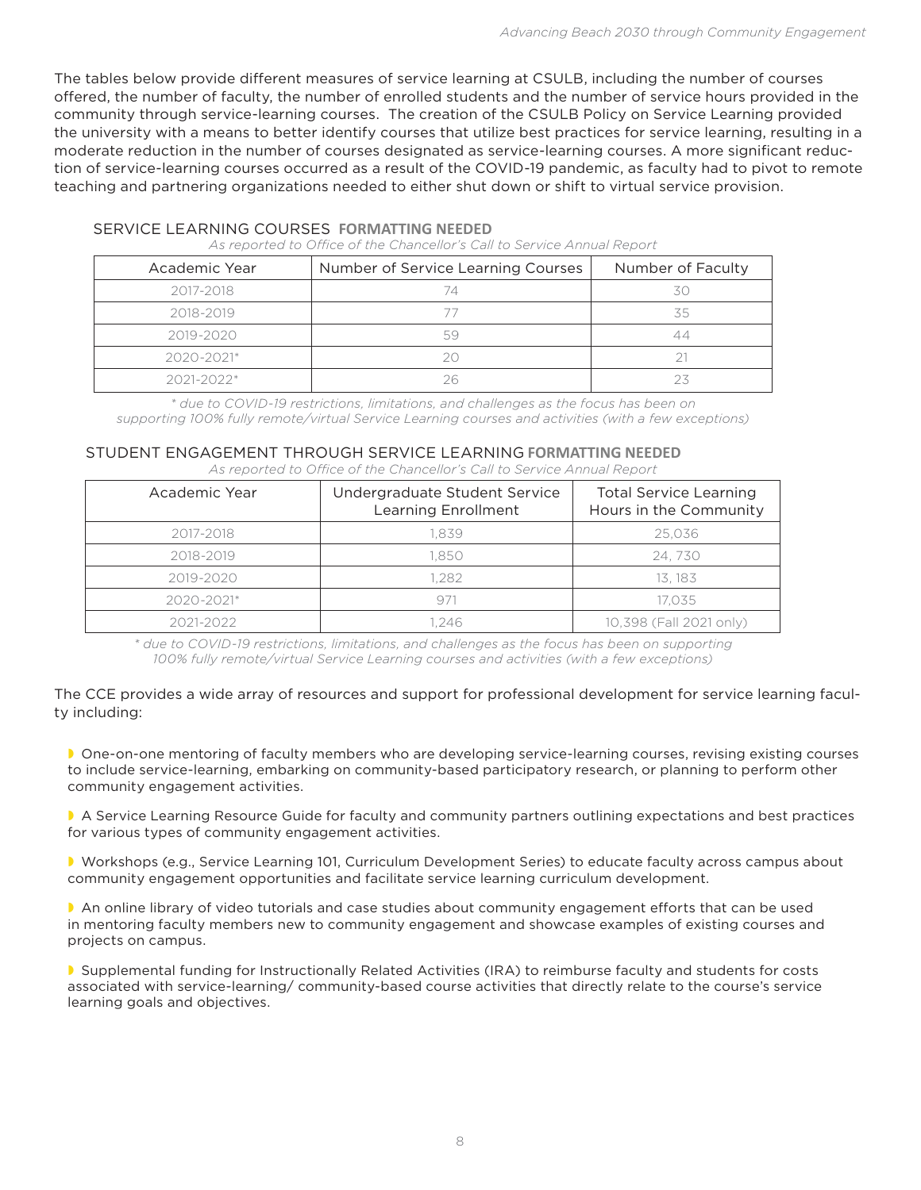The tables below provide different measures of service learning at CSULB, including the number of courses offered, the number of faculty, the number of enrolled students and the number of service hours provided in the community through service-learning courses. The creation of the CSULB Policy on Service Learning provided the university with a means to better identify courses that utilize best practices for service learning, resulting in a moderate reduction in the number of courses designated as service-learning courses. A more significant reduction of service-learning courses occurred as a result of the COVID-19 pandemic, as faculty had to pivot to remote teaching and partnering organizations needed to either shut down or shift to virtual service provision.

### SERVICE LEARNING COURSES **FORMATTING NEEDED**

*As reported to Office of the Chancellor's Call to Service Annual Report*

| Academic Year | Number of Service Learning Courses | Number of Faculty |
|---|---|---|
| 2017-2018 | 74 | 30 |
| 2018-2019 | 77 | 35 |
| 2019-2020 | 59 | 44 |
| 2020-2021* | 20 | 21 |
| 2021-2022* | 26 | 23 |

*\* due to COVID-19 restrictions, limitations, and challenges as the focus has been on supporting 100% fully remote/virtual Service Learning courses and activities (with a few exceptions)*

### STUDENT ENGAGEMENT THROUGH SERVICE LEARNING **FORMATTING NEEDED**

*As reported to Office of the Chancellor's Call to Service Annual Report*

| Academic Year | Undergraduate Student Service Learning Enrollment | Total Service Learning Hours in the Community |
|---|---|---|
| 2017-2018 | 1,839 | 25,036 |
| 2018-2019 | 1,850 | 24, 730 |
| 2019-2020 | 1,282 | 13, 183 |
| 2020-2021* | 971 | 17,035 |
| 2021-2022 | 1,246 | 10,398 (Fall 2021 only) |

*\* due to COVID-19 restrictions, limitations, and challenges as the focus has been on supporting 100% fully remote/virtual Service Learning courses and activities (with a few exceptions)*

The CCE provides a wide array of resources and support for professional development for service learning faculty including:

- One-on-one mentoring of faculty members who are developing service-learning courses, revising existing courses to include service-learning, embarking on community-based participatory research, or planning to perform other community engagement activities.
- A Service Learning Resource Guide for faculty and community partners outlining expectations and best practices for various types of community engagement activities.
- Workshops (e.g., Service Learning 101, Curriculum Development Series) to educate faculty across campus about community engagement opportunities and facilitate service learning curriculum development.
- An online library of video tutorials and case studies about community engagement efforts that can be used in mentoring faculty members new to community engagement and showcase examples of existing courses and projects on campus.
- Supplemental funding for Instructionally Related Activities (IRA) to reimburse faculty and students for costs associated with service-learning/ community-based course activities that directly relate to the course's service learning goals and objectives.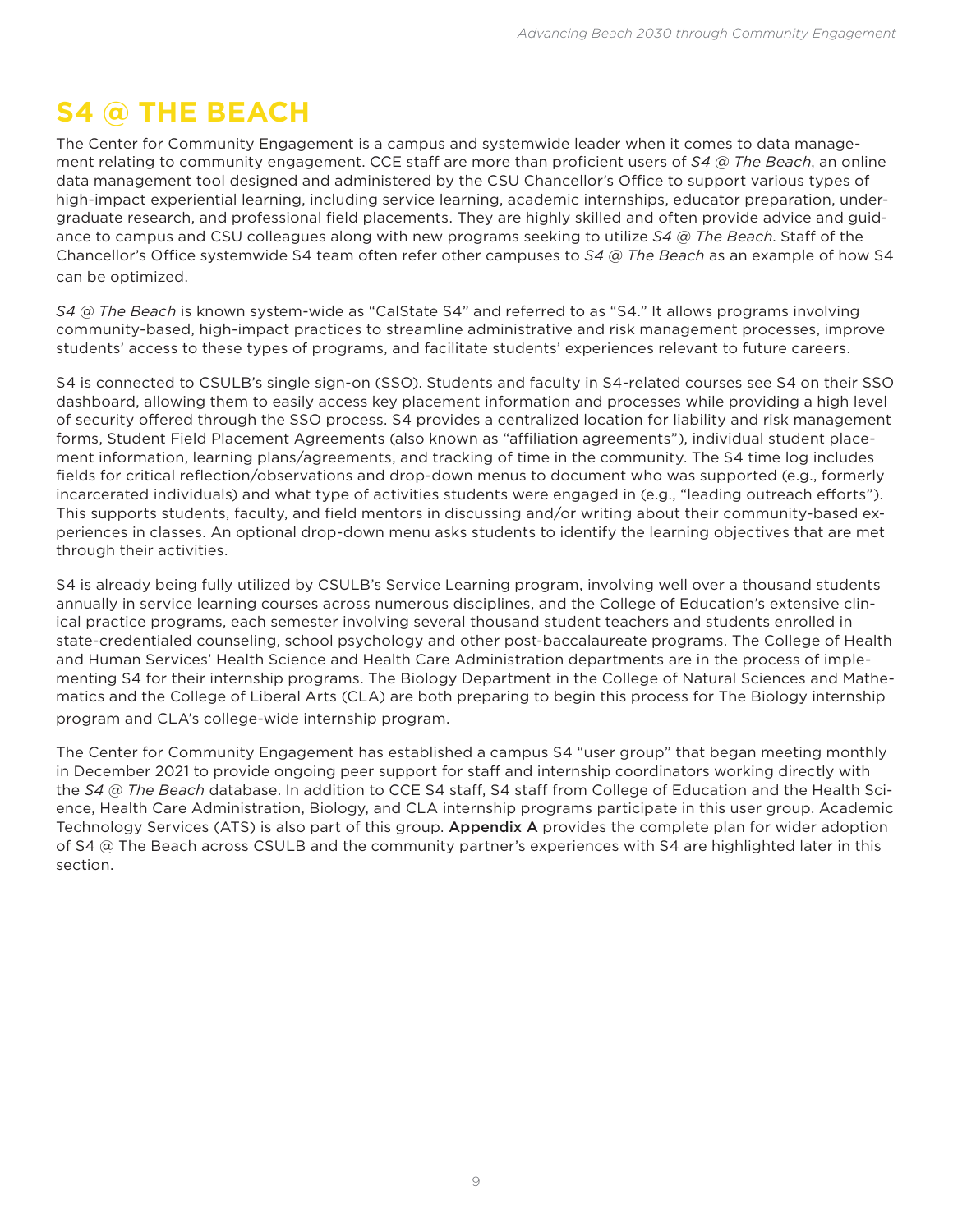# S4 @ THE BEACH

The Center for Community Engagement is a campus and systemwide leader when it comes to data management relating to community engagement. CCE staff are more than proficient users of *S4 @ The Beach*, an online data management tool designed and administered by the CSU Chancellor's Office to support various types of high-impact experiential learning, including service learning, academic internships, educator preparation, undergraduate research, and professional field placements. They are highly skilled and often provide advice and guidance to campus and CSU colleagues along with new programs seeking to utilize *S4 @ The Beach.* Staff of the Chancellor's Office systemwide S4 team often refer other campuses to *S4 @ The Beach* as an example of how S4 can be optimized.

*S4 @ The Beach* is known system-wide as "CalState S4" and referred to as "S4." It allows programs involving community-based, high-impact practices to streamline administrative and risk management processes, improve students' access to these types of programs, and facilitate students' experiences relevant to future careers.

S4 is connected to CSULB's single sign-on (SSO). Students and faculty in S4-related courses see S4 on their SSO dashboard, allowing them to easily access key placement information and processes while providing a high level of security offered through the SSO process. S4 provides a centralized location for liability and risk management forms, Student Field Placement Agreements (also known as "affiliation agreements"), individual student placement information, learning plans/agreements, and tracking of time in the community. The S4 time log includes fields for critical reflection/observations and drop-down menus to document who was supported (e.g., formerly incarcerated individuals) and what type of activities students were engaged in (e.g., "leading outreach efforts"). This supports students, faculty, and field mentors in discussing and/or writing about their community-based experiences in classes. An optional drop-down menu asks students to identify the learning objectives that are met through their activities.

S4 is already being fully utilized by CSULB's Service Learning program, involving well over a thousand students annually in service learning courses across numerous disciplines, and the College of Education's extensive clinical practice programs, each semester involving several thousand student teachers and students enrolled in state-credentialed counseling, school psychology and other post-baccalaureate programs. The College of Health and Human Services' Health Science and Health Care Administration departments are in the process of implementing S4 for their internship programs. The Biology Department in the College of Natural Sciences and Mathematics and the College of Liberal Arts (CLA) are both preparing to begin this process for The Biology internship program and CLA's college-wide internship program.

The Center for Community Engagement has established a campus S4 "user group" that began meeting monthly in December 2021 to provide ongoing peer support for staff and internship coordinators working directly with the *S4 @ The Beach* database. In addition to CCE S4 staff, S4 staff from College of Education and the Health Science, Health Care Administration, Biology, and CLA internship programs participate in this user group. Academic Technology Services (ATS) is also part of this group. **Appendix A** provides the complete plan for wider adoption of S4 @ The Beach across CSULB and the community partner's experiences with S4 are highlighted later in this section.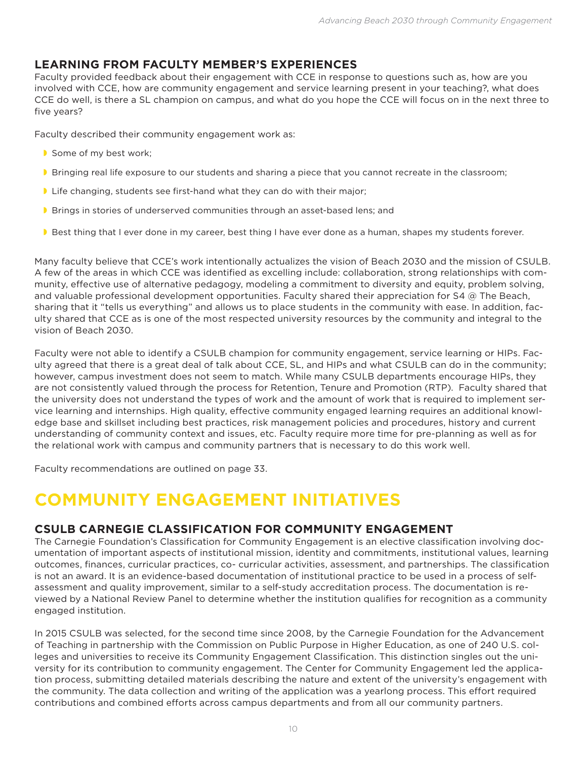## LEARNING FROM FACULTY MEMBER'S EXPERIENCES

Faculty provided feedback about their engagement with CCE in response to questions such as, how are you involved with CCE, how are community engagement and service learning present in your teaching?, what does CCE do well, is there a SL champion on campus, and what do you hope the CCE will focus on in the next three to five years?

Faculty described their community engagement work as:

- Some of my best work;
- Bringing real life exposure to our students and sharing a piece that you cannot recreate in the classroom;
- Life changing, students see first-hand what they can do with their major;
- Brings in stories of underserved communities through an asset-based lens; and
- Best thing that I ever done in my career, best thing I have ever done as a human, shapes my students forever.

Many faculty believe that CCE's work intentionally actualizes the vision of Beach 2030 and the mission of CSULB. A few of the areas in which CCE was identified as excelling include: collaboration, strong relationships with community, effective use of alternative pedagogy, modeling a commitment to diversity and equity, problem solving, and valuable professional development opportunities. Faculty shared their appreciation for S4 @ The Beach, sharing that it "tells us everything" and allows us to place students in the community with ease. In addition, faculty shared that CCE as is one of the most respected university resources by the community and integral to the vision of Beach 2030.

Faculty were not able to identify a CSULB champion for community engagement, service learning or HIPs. Faculty agreed that there is a great deal of talk about CCE, SL, and HIPs and what CSULB can do in the community; however, campus investment does not seem to match. While many CSULB departments encourage HIPs, they are not consistently valued through the process for Retention, Tenure and Promotion (RTP). Faculty shared that the university does not understand the types of work and the amount of work that is required to implement service learning and internships. High quality, effective community engaged learning requires an additional knowledge base and skillset including best practices, risk management policies and procedures, history and current understanding of community context and issues, etc. Faculty require more time for pre-planning as well as for the relational work with campus and community partners that is necessary to do this work well.

Faculty recommendations are outlined on page 33.

# COMMUNITY ENGAGEMENT INITIATIVES

## CSULB CARNEGIE CLASSIFICATION FOR COMMUNITY ENGAGEMENT

The Carnegie Foundation's Classification for Community Engagement is an elective classification involving documentation of important aspects of institutional mission, identity and commitments, institutional values, learning outcomes, finances, curricular practices, co- curricular activities, assessment, and partnerships. The classification is not an award. It is an evidence-based documentation of institutional practice to be used in a process of self-assessment and quality improvement, similar to a self-study accreditation process. The documentation is reviewed by a National Review Panel to determine whether the institution qualifies for recognition as a community engaged institution.

In 2015 CSULB was selected, for the second time since 2008, by the Carnegie Foundation for the Advancement of Teaching in partnership with the Commission on Public Purpose in Higher Education, as one of 240 U.S. colleges and universities to receive its Community Engagement Classification. This distinction singles out the university for its contribution to community engagement. The Center for Community Engagement led the application process, submitting detailed materials describing the nature and extent of the university's engagement with the community. The data collection and writing of the application was a yearlong process. This effort required contributions and combined efforts across campus departments and from all our community partners.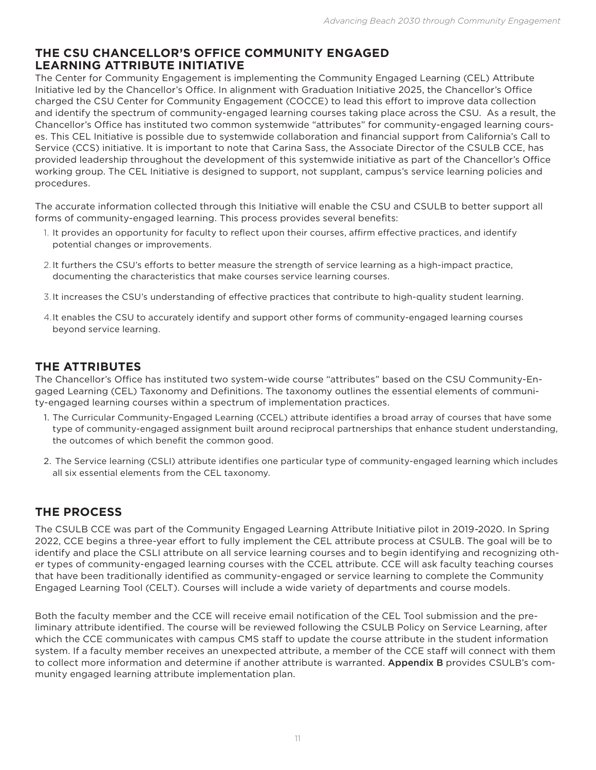## THE CSU CHANCELLOR'S OFFICE COMMUNITY ENGAGED LEARNING ATTRIBUTE INITIATIVE

The Center for Community Engagement is implementing the Community Engaged Learning (CEL) Attribute Initiative led by the Chancellor's Office. In alignment with Graduation Initiative 2025, the Chancellor's Office charged the CSU Center for Community Engagement (COCCE) to lead this effort to improve data collection and identify the spectrum of community-engaged learning courses taking place across the CSU. As a result, the Chancellor's Office has instituted two common systemwide "attributes" for community-engaged learning courses. This CEL Initiative is possible due to systemwide collaboration and financial support from California's Call to Service (CCS) initiative. It is important to note that Carina Sass, the Associate Director of the CSULB CCE, has provided leadership throughout the development of this systemwide initiative as part of the Chancellor's Office working group. The CEL Initiative is designed to support, not supplant, campus's service learning policies and procedures.

The accurate information collected through this Initiative will enable the CSU and CSULB to better support all forms of community-engaged learning. This process provides several benefits:

1. It provides an opportunity for faculty to reflect upon their courses, affirm effective practices, and identify potential changes or improvements.
2. It furthers the CSU's efforts to better measure the strength of service learning as a high-impact practice, documenting the characteristics that make courses service learning courses.
3. It increases the CSU's understanding of effective practices that contribute to high-quality student learning.
4. It enables the CSU to accurately identify and support other forms of community-engaged learning courses beyond service learning.

## THE ATTRIBUTES

The Chancellor's Office has instituted two system-wide course "attributes" based on the CSU Community-Engaged Learning (CEL) Taxonomy and Definitions. The taxonomy outlines the essential elements of community-engaged learning courses within a spectrum of implementation practices.

1. The Curricular Community-Engaged Learning (CCEL) attribute identifies a broad array of courses that have some type of community-engaged assignment built around reciprocal partnerships that enhance student understanding, the outcomes of which benefit the common good.
2. The Service learning (CSLI) attribute identifies one particular type of community-engaged learning which includes all six essential elements from the CEL taxonomy.

## THE PROCESS

The CSULB CCE was part of the Community Engaged Learning Attribute Initiative pilot in 2019-2020. In Spring 2022, CCE begins a three-year effort to fully implement the CEL attribute process at CSULB. The goal will be to identify and place the CSLI attribute on all service learning courses and to begin identifying and recognizing other types of community-engaged learning courses with the CCEL attribute. CCE will ask faculty teaching courses that have been traditionally identified as community-engaged or service learning to complete the Community Engaged Learning Tool (CELT). Courses will include a wide variety of departments and course models.

Both the faculty member and the CCE will receive email notification of the CEL Tool submission and the preliminary attribute identified. The course will be reviewed following the CSULB Policy on Service Learning, after which the CCE communicates with campus CMS staff to update the course attribute in the student information system. If a faculty member receives an unexpected attribute, a member of the CCE staff will connect with them to collect more information and determine if another attribute is warranted. **Appendix B** provides CSULB's community engaged learning attribute implementation plan.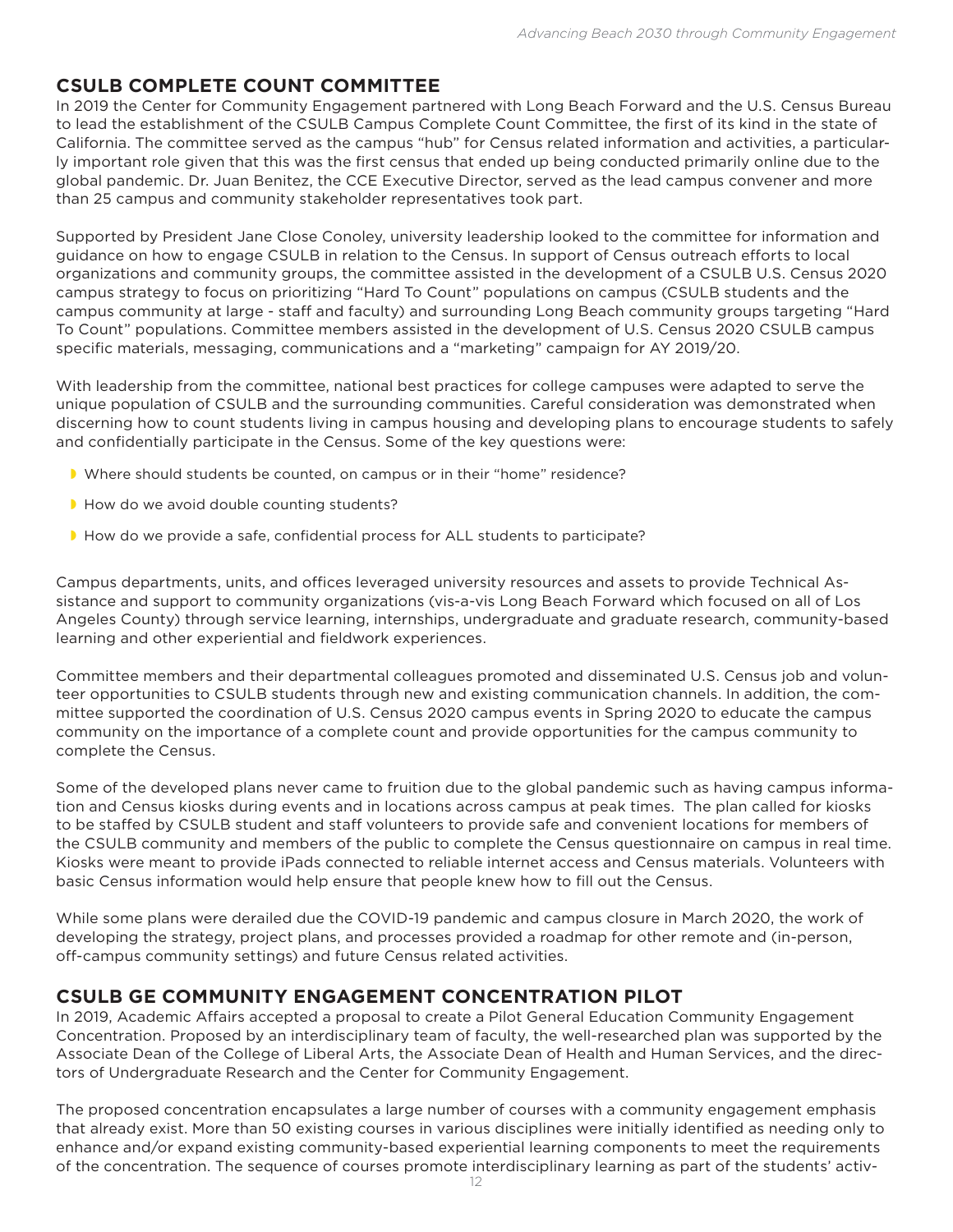## CSULB COMPLETE COUNT COMMITTEE

In 2019 the Center for Community Engagement partnered with Long Beach Forward and the U.S. Census Bureau to lead the establishment of the CSULB Campus Complete Count Committee, the first of its kind in the state of California. The committee served as the campus "hub" for Census related information and activities, a particularly important role given that this was the first census that ended up being conducted primarily online due to the global pandemic. Dr. Juan Benitez, the CCE Executive Director, served as the lead campus convener and more than 25 campus and community stakeholder representatives took part.

Supported by President Jane Close Conoley, university leadership looked to the committee for information and guidance on how to engage CSULB in relation to the Census. In support of Census outreach efforts to local organizations and community groups, the committee assisted in the development of a CSULB U.S. Census 2020 campus strategy to focus on prioritizing "Hard To Count" populations on campus (CSULB students and the campus community at large - staff and faculty) and surrounding Long Beach community groups targeting "Hard To Count" populations. Committee members assisted in the development of U.S. Census 2020 CSULB campus specific materials, messaging, communications and a "marketing" campaign for AY 2019/20.

With leadership from the committee, national best practices for college campuses were adapted to serve the unique population of CSULB and the surrounding communities. Careful consideration was demonstrated when discerning how to count students living in campus housing and developing plans to encourage students to safely and confidentially participate in the Census. Some of the key questions were:

- Where should students be counted, on campus or in their "home" residence?
- How do we avoid double counting students?
- How do we provide a safe, confidential process for ALL students to participate?

Campus departments, units, and offices leveraged university resources and assets to provide Technical Assistance and support to community organizations (vis-a-vis Long Beach Forward which focused on all of Los Angeles County) through service learning, internships, undergraduate and graduate research, community-based learning and other experiential and fieldwork experiences.

Committee members and their departmental colleagues promoted and disseminated U.S. Census job and volunteer opportunities to CSULB students through new and existing communication channels. In addition, the committee supported the coordination of U.S. Census 2020 campus events in Spring 2020 to educate the campus community on the importance of a complete count and provide opportunities for the campus community to complete the Census.

Some of the developed plans never came to fruition due to the global pandemic such as having campus information and Census kiosks during events and in locations across campus at peak times. The plan called for kiosks to be staffed by CSULB student and staff volunteers to provide safe and convenient locations for members of the CSULB community and members of the public to complete the Census questionnaire on campus in real time. Kiosks were meant to provide iPads connected to reliable internet access and Census materials. Volunteers with basic Census information would help ensure that people knew how to fill out the Census.

While some plans were derailed due the COVID-19 pandemic and campus closure in March 2020, the work of developing the strategy, project plans, and processes provided a roadmap for other remote and (in-person, off-campus community settings) and future Census related activities.

## CSULB GE COMMUNITY ENGAGEMENT CONCENTRATION PILOT

In 2019, Academic Affairs accepted a proposal to create a Pilot General Education Community Engagement Concentration. Proposed by an interdisciplinary team of faculty, the well-researched plan was supported by the Associate Dean of the College of Liberal Arts, the Associate Dean of Health and Human Services, and the directors of Undergraduate Research and the Center for Community Engagement.

The proposed concentration encapsulates a large number of courses with a community engagement emphasis that already exist. More than 50 existing courses in various disciplines were initially identified as needing only to enhance and/or expand existing community-based experiential learning components to meet the requirements of the concentration. The sequence of courses promote interdisciplinary learning as part of the students' activ-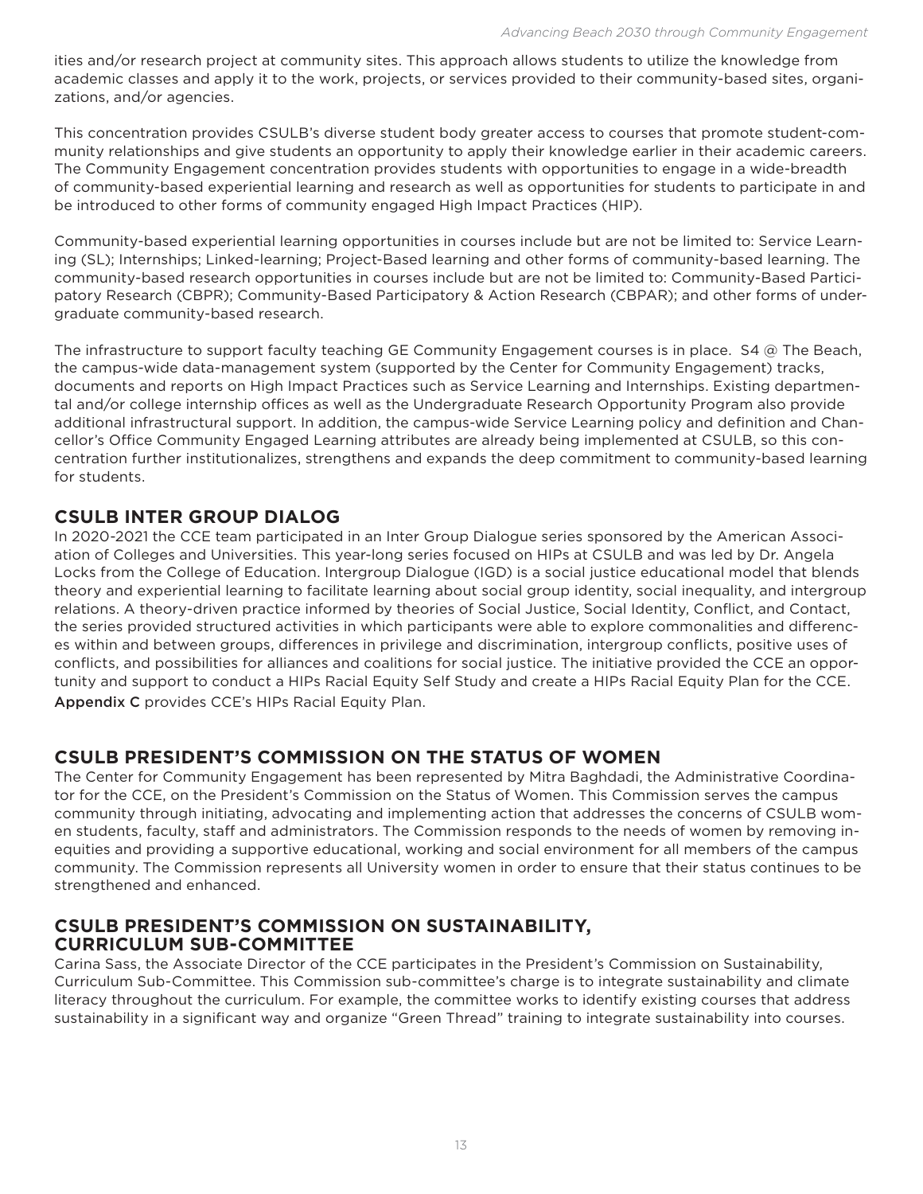ities and/or research project at community sites. This approach allows students to utilize the knowledge from academic classes and apply it to the work, projects, or services provided to their community-based sites, organizations, and/or agencies.

This concentration provides CSULB's diverse student body greater access to courses that promote student-community relationships and give students an opportunity to apply their knowledge earlier in their academic careers. The Community Engagement concentration provides students with opportunities to engage in a wide-breadth of community-based experiential learning and research as well as opportunities for students to participate in and be introduced to other forms of community engaged High Impact Practices (HIP).

Community-based experiential learning opportunities in courses include but are not be limited to: Service Learning (SL); Internships; Linked-learning; Project-Based learning and other forms of community-based learning. The community-based research opportunities in courses include but are not be limited to: Community-Based Participatory Research (CBPR); Community-Based Participatory & Action Research (CBPAR); and other forms of undergraduate community-based research.

The infrastructure to support faculty teaching GE Community Engagement courses is in place. S4 @ The Beach, the campus-wide data-management system (supported by the Center for Community Engagement) tracks, documents and reports on High Impact Practices such as Service Learning and Internships. Existing departmental and/or college internship offices as well as the Undergraduate Research Opportunity Program also provide additional infrastructural support. In addition, the campus-wide Service Learning policy and definition and Chancellor's Office Community Engaged Learning attributes are already being implemented at CSULB, so this concentration further institutionalizes, strengthens and expands the deep commitment to community-based learning for students.

## CSULB INTER GROUP DIALOG

In 2020-2021 the CCE team participated in an Inter Group Dialogue series sponsored by the American Association of Colleges and Universities. This year-long series focused on HIPs at CSULB and was led by Dr. Angela Locks from the College of Education. Intergroup Dialogue (IGD) is a social justice educational model that blends theory and experiential learning to facilitate learning about social group identity, social inequality, and intergroup relations. A theory-driven practice informed by theories of Social Justice, Social Identity, Conflict, and Contact, the series provided structured activities in which participants were able to explore commonalities and differences within and between groups, differences in privilege and discrimination, intergroup conflicts, positive uses of conflicts, and possibilities for alliances and coalitions for social justice. The initiative provided the CCE an opportunity and support to conduct a HIPs Racial Equity Self Study and create a HIPs Racial Equity Plan for the CCE. Appendix C provides CCE's HIPs Racial Equity Plan.

## CSULB PRESIDENT'S COMMISSION ON THE STATUS OF WOMEN

The Center for Community Engagement has been represented by Mitra Baghdadi, the Administrative Coordinator for the CCE, on the President's Commission on the Status of Women. This Commission serves the campus community through initiating, advocating and implementing action that addresses the concerns of CSULB women students, faculty, staff and administrators. The Commission responds to the needs of women by removing inequities and providing a supportive educational, working and social environment for all members of the campus community. The Commission represents all University women in order to ensure that their status continues to be strengthened and enhanced.

## CSULB PRESIDENT'S COMMISSION ON SUSTAINABILITY, CURRICULUM SUB-COMMITTEE

Carina Sass, the Associate Director of the CCE participates in the President's Commission on Sustainability, Curriculum Sub-Committee. This Commission sub-committee's charge is to integrate sustainability and climate literacy throughout the curriculum. For example, the committee works to identify existing courses that address sustainability in a significant way and organize "Green Thread" training to integrate sustainability into courses.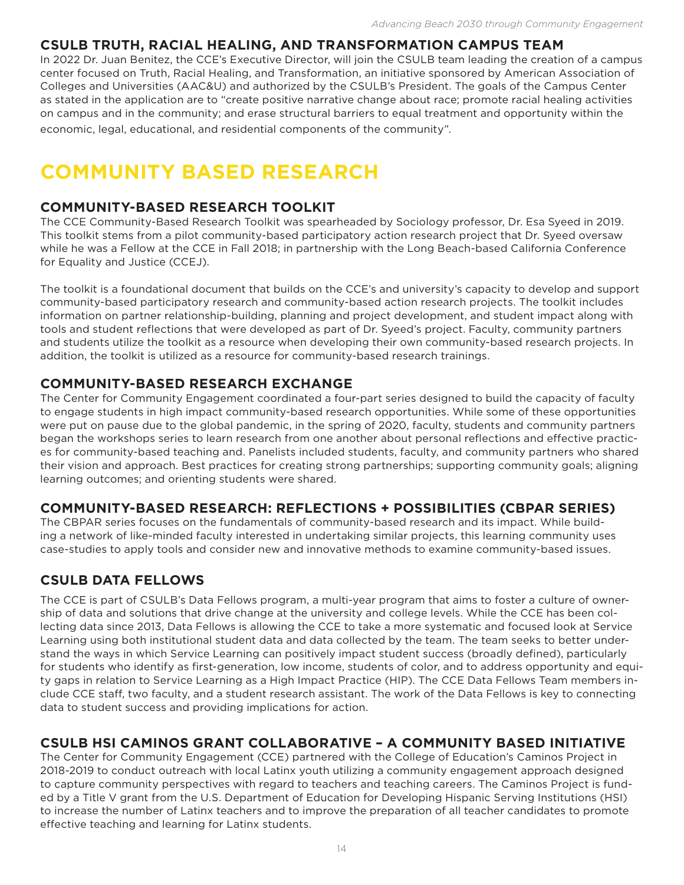## CSULB TRUTH, RACIAL HEALING, AND TRANSFORMATION CAMPUS TEAM

In 2022 Dr. Juan Benitez, the CCE's Executive Director, will join the CSULB team leading the creation of a campus center focused on Truth, Racial Healing, and Transformation, an initiative sponsored by American Association of Colleges and Universities (AAC&U) and authorized by the CSULB's President. The goals of the Campus Center as stated in the application are to "create positive narrative change about race; promote racial healing activities on campus and in the community; and erase structural barriers to equal treatment and opportunity within the economic, legal, educational, and residential components of the community".

# COMMUNITY BASED RESEARCH

## COMMUNITY-BASED RESEARCH TOOLKIT

The CCE Community-Based Research Toolkit was spearheaded by Sociology professor, Dr. Esa Syeed in 2019. This toolkit stems from a pilot community-based participatory action research project that Dr. Syeed oversaw while he was a Fellow at the CCE in Fall 2018; in partnership with the Long Beach-based California Conference for Equality and Justice (CCEJ).

The toolkit is a foundational document that builds on the CCE's and university's capacity to develop and support community-based participatory research and community-based action research projects. The toolkit includes information on partner relationship-building, planning and project development, and student impact along with tools and student reflections that were developed as part of Dr. Syeed's project. Faculty, community partners and students utilize the toolkit as a resource when developing their own community-based research projects. In addition, the toolkit is utilized as a resource for community-based research trainings.

## COMMUNITY-BASED RESEARCH EXCHANGE

The Center for Community Engagement coordinated a four-part series designed to build the capacity of faculty to engage students in high impact community-based research opportunities. While some of these opportunities were put on pause due to the global pandemic, in the spring of 2020, faculty, students and community partners began the workshops series to learn research from one another about personal reflections and effective practices for community-based teaching and. Panelists included students, faculty, and community partners who shared their vision and approach. Best practices for creating strong partnerships; supporting community goals; aligning learning outcomes; and orienting students were shared.

## COMMUNITY-BASED RESEARCH: REFLECTIONS + POSSIBILITIES (CBPAR SERIES)

The CBPAR series focuses on the fundamentals of community-based research and its impact. While building a network of like-minded faculty interested in undertaking similar projects, this learning community uses case-studies to apply tools and consider new and innovative methods to examine community-based issues.

## CSULB DATA FELLOWS

The CCE is part of CSULB's Data Fellows program, a multi-year program that aims to foster a culture of ownership of data and solutions that drive change at the university and college levels. While the CCE has been collecting data since 2013, Data Fellows is allowing the CCE to take a more systematic and focused look at Service Learning using both institutional student data and data collected by the team. The team seeks to better understand the ways in which Service Learning can positively impact student success (broadly defined), particularly for students who identify as first-generation, low income, students of color, and to address opportunity and equity gaps in relation to Service Learning as a High Impact Practice (HIP). The CCE Data Fellows Team members include CCE staff, two faculty, and a student research assistant. The work of the Data Fellows is key to connecting data to student success and providing implications for action.

## CSULB HSI CAMINOS GRANT COLLABORATIVE – A COMMUNITY BASED INITIATIVE

The Center for Community Engagement (CCE) partnered with the College of Education's Caminos Project in 2018-2019 to conduct outreach with local Latinx youth utilizing a community engagement approach designed to capture community perspectives with regard to teachers and teaching careers. The Caminos Project is funded by a Title V grant from the U.S. Department of Education for Developing Hispanic Serving Institutions (HSI) to increase the number of Latinx teachers and to improve the preparation of all teacher candidates to promote effective teaching and learning for Latinx students.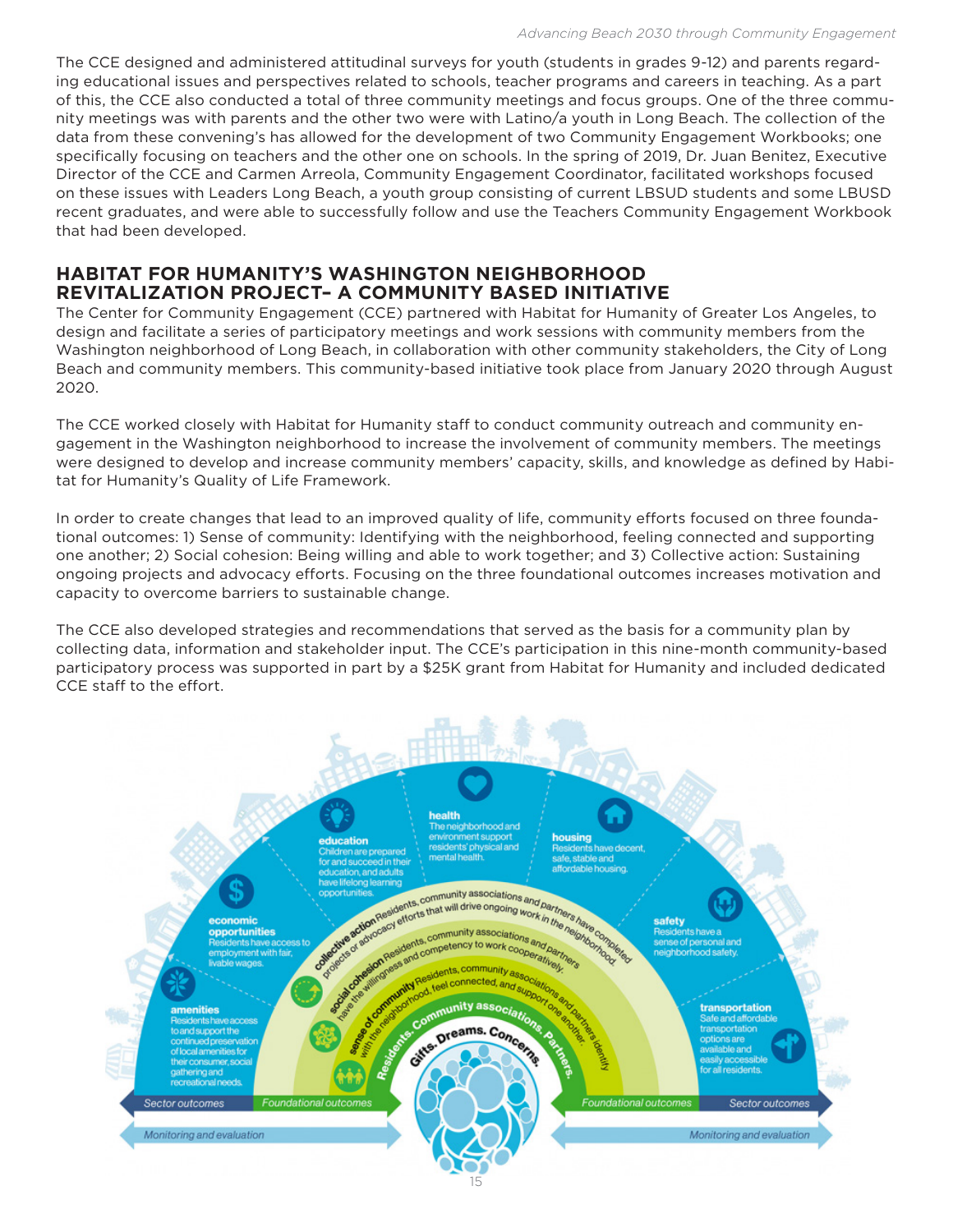The CCE designed and administered attitudinal surveys for youth (students in grades 9-12) and parents regarding educational issues and perspectives related to schools, teacher programs and careers in teaching. As a part of this, the CCE also conducted a total of three community meetings and focus groups. One of the three community meetings was with parents and the other two were with Latino/a youth in Long Beach. The collection of the data from these convening's has allowed for the development of two Community Engagement Workbooks; one specifically focusing on teachers and the other one on schools. In the spring of 2019, Dr. Juan Benitez, Executive Director of the CCE and Carmen Arreola, Community Engagement Coordinator, facilitated workshops focused on these issues with Leaders Long Beach, a youth group consisting of current LBSUD students and some LBUSD recent graduates, and were able to successfully follow and use the Teachers Community Engagement Workbook that had been developed.

## HABITAT FOR HUMANITY'S WASHINGTON NEIGHBORHOOD REVITALIZATION PROJECT– A COMMUNITY BASED INITIATIVE

The Center for Community Engagement (CCE) partnered with Habitat for Humanity of Greater Los Angeles, to design and facilitate a series of participatory meetings and work sessions with community members from the Washington neighborhood of Long Beach, in collaboration with other community stakeholders, the City of Long Beach and community members. This community-based initiative took place from January 2020 through August 2020.

The CCE worked closely with Habitat for Humanity staff to conduct community outreach and community engagement in the Washington neighborhood to increase the involvement of community members. The meetings were designed to develop and increase community members' capacity, skills, and knowledge as defined by Habitat for Humanity's Quality of Life Framework.

In order to create changes that lead to an improved quality of life, community efforts focused on three foundational outcomes: 1) Sense of community: Identifying with the neighborhood, feeling connected and supporting one another; 2) Social cohesion: Being willing and able to work together; and 3) Collective action: Sustaining ongoing projects and advocacy efforts. Focusing on the three foundational outcomes increases motivation and capacity to overcome barriers to sustainable change.

The CCE also developed strategies and recommendations that served as the basis for a community plan by collecting data, information and stakeholder input. The CCE's participation in this nine-month community-based participatory process was supported in part by a $25K grant from Habitat for Humanity and included dedicated CCE staff to the effort.

**amenities** Residents have access to and support the continued preservation of local amenities for their consumer, social gathering and recreational needs.

**economic opportunities** Residents have access to employment with fair, livable wages.

**education** Children are prepared for and succeed in their education, and adults have lifelong learning opportunities.

**health** The neighborhood and environment support residents' physical and mental health.

**housing** Residents have decent, safe, stable and affordable housing.

**safety** Residents have a sense of personal and neighborhood safety.

**transportation** Safe and affordable transportation options are available and easily accessible for all residents.

**collective action** Residents, community associations and partners have completed projects or advocacy efforts that will drive ongoing work in the neighborhood.

**social cohesion** Residents, community associations and partners have the willingness and competency to work cooperatively.

**sense of community** Residents, community associations and partners identify with the neighborhood, feel connected, and support one another.

Residents. Community associations. Partners.

Gifts. Dreams. Concerns.

Sector outcomes | Foundational outcomes | Foundational outcomes | Sector outcomes

Monitoring and evaluation | Monitoring and evaluation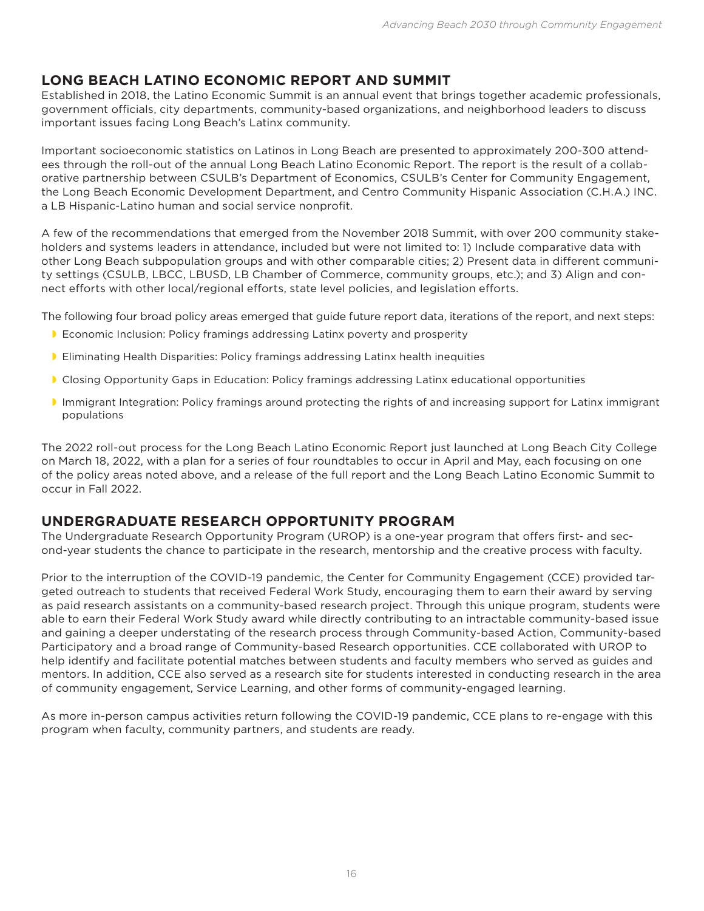## LONG BEACH LATINO ECONOMIC REPORT AND SUMMIT

Established in 2018, the Latino Economic Summit is an annual event that brings together academic professionals, government officials, city departments, community-based organizations, and neighborhood leaders to discuss important issues facing Long Beach's Latinx community.

Important socioeconomic statistics on Latinos in Long Beach are presented to approximately 200-300 attendees through the roll-out of the annual Long Beach Latino Economic Report. The report is the result of a collaborative partnership between CSULB's Department of Economics, CSULB's Center for Community Engagement, the Long Beach Economic Development Department, and Centro Community Hispanic Association (C.H.A.) INC. a LB Hispanic-Latino human and social service nonprofit.

A few of the recommendations that emerged from the November 2018 Summit, with over 200 community stakeholders and systems leaders in attendance, included but were not limited to: 1) Include comparative data with other Long Beach subpopulation groups and with other comparable cities; 2) Present data in different community settings (CSULB, LBCC, LBUSD, LB Chamber of Commerce, community groups, etc.); and 3) Align and connect efforts with other local/regional efforts, state level policies, and legislation efforts.

The following four broad policy areas emerged that guide future report data, iterations of the report, and next steps:

- Economic Inclusion: Policy framings addressing Latinx poverty and prosperity
- Eliminating Health Disparities: Policy framings addressing Latinx health inequities
- Closing Opportunity Gaps in Education: Policy framings addressing Latinx educational opportunities
- Immigrant Integration: Policy framings around protecting the rights of and increasing support for Latinx immigrant populations

The 2022 roll-out process for the Long Beach Latino Economic Report just launched at Long Beach City College on March 18, 2022, with a plan for a series of four roundtables to occur in April and May, each focusing on one of the policy areas noted above, and a release of the full report and the Long Beach Latino Economic Summit to occur in Fall 2022.

## UNDERGRADUATE RESEARCH OPPORTUNITY PROGRAM

The Undergraduate Research Opportunity Program (UROP) is a one-year program that offers first- and second-year students the chance to participate in the research, mentorship and the creative process with faculty.

Prior to the interruption of the COVID-19 pandemic, the Center for Community Engagement (CCE) provided targeted outreach to students that received Federal Work Study, encouraging them to earn their award by serving as paid research assistants on a community-based research project. Through this unique program, students were able to earn their Federal Work Study award while directly contributing to an intractable community-based issue and gaining a deeper understating of the research process through Community-based Action, Community-based Participatory and a broad range of Community-based Research opportunities. CCE collaborated with UROP to help identify and facilitate potential matches between students and faculty members who served as guides and mentors. In addition, CCE also served as a research site for students interested in conducting research in the area of community engagement, Service Learning, and other forms of community-engaged learning.

As more in-person campus activities return following the COVID-19 pandemic, CCE plans to re-engage with this program when faculty, community partners, and students are ready.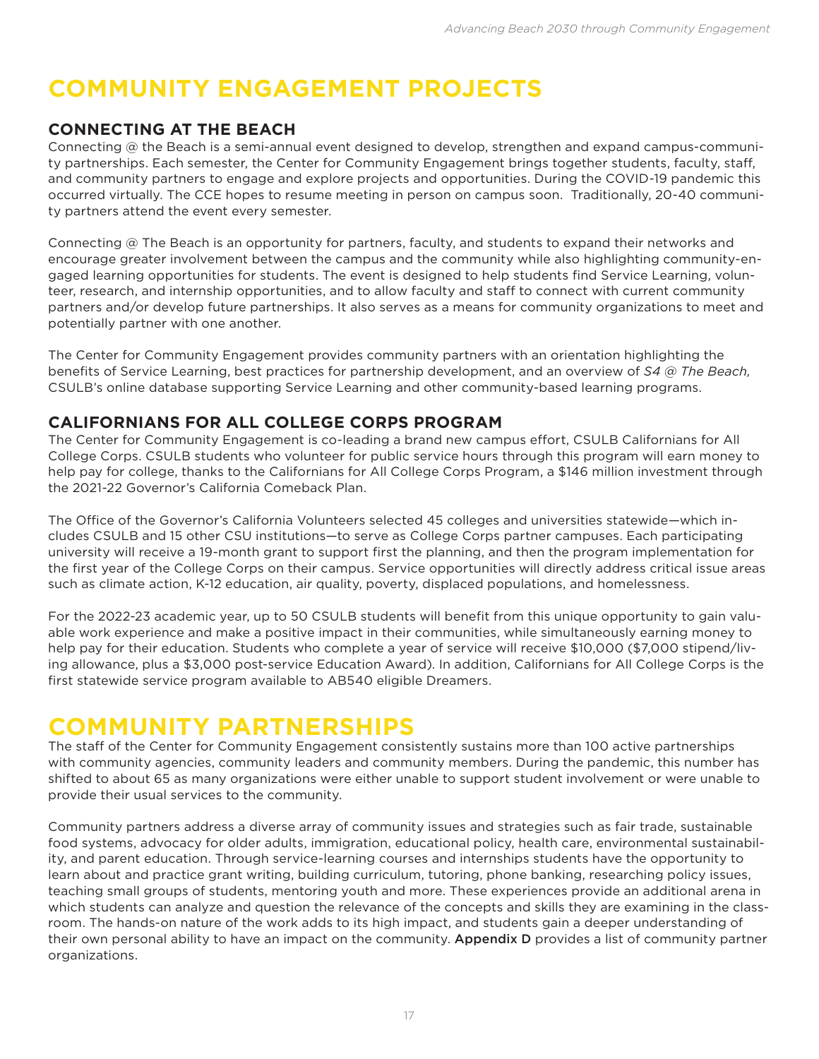# COMMUNITY ENGAGEMENT PROJECTS

## CONNECTING AT THE BEACH

Connecting @ the Beach is a semi-annual event designed to develop, strengthen and expand campus-community partnerships. Each semester, the Center for Community Engagement brings together students, faculty, staff, and community partners to engage and explore projects and opportunities. During the COVID-19 pandemic this occurred virtually. The CCE hopes to resume meeting in person on campus soon. Traditionally, 20-40 community partners attend the event every semester.

Connecting @ The Beach is an opportunity for partners, faculty, and students to expand their networks and encourage greater involvement between the campus and the community while also highlighting community-engaged learning opportunities for students. The event is designed to help students find Service Learning, volunteer, research, and internship opportunities, and to allow faculty and staff to connect with current community partners and/or develop future partnerships. It also serves as a means for community organizations to meet and potentially partner with one another.

The Center for Community Engagement provides community partners with an orientation highlighting the benefits of Service Learning, best practices for partnership development, and an overview of *S4 @ The Beach,* CSULB's online database supporting Service Learning and other community-based learning programs.

## CALIFORNIANS FOR ALL COLLEGE CORPS PROGRAM

The Center for Community Engagement is co-leading a brand new campus effort, CSULB Californians for All College Corps. CSULB students who volunteer for public service hours through this program will earn money to help pay for college, thanks to the Californians for All College Corps Program, a $146 million investment through the 2021-22 Governor's California Comeback Plan.

The Office of the Governor's California Volunteers selected 45 colleges and universities statewide—which includes CSULB and 15 other CSU institutions—to serve as College Corps partner campuses. Each participating university will receive a 19-month grant to support first the planning, and then the program implementation for the first year of the College Corps on their campus. Service opportunities will directly address critical issue areas such as climate action, K-12 education, air quality, poverty, displaced populations, and homelessness.

For the 2022-23 academic year, up to 50 CSULB students will benefit from this unique opportunity to gain valuable work experience and make a positive impact in their communities, while simultaneously earning money to help pay for their education. Students who complete a year of service will receive $10,000 ($7,000 stipend/living allowance, plus a $3,000 post-service Education Award). In addition, Californians for All College Corps is the first statewide service program available to AB540 eligible Dreamers.

# COMMUNITY PARTNERSHIPS

The staff of the Center for Community Engagement consistently sustains more than 100 active partnerships with community agencies, community leaders and community members. During the pandemic, this number has shifted to about 65 as many organizations were either unable to support student involvement or were unable to provide their usual services to the community.

Community partners address a diverse array of community issues and strategies such as fair trade, sustainable food systems, advocacy for older adults, immigration, educational policy, health care, environmental sustainability, and parent education. Through service-learning courses and internships students have the opportunity to learn about and practice grant writing, building curriculum, tutoring, phone banking, researching policy issues, teaching small groups of students, mentoring youth and more. These experiences provide an additional arena in which students can analyze and question the relevance of the concepts and skills they are examining in the classroom. The hands-on nature of the work adds to its high impact, and students gain a deeper understanding of their own personal ability to have an impact on the community. Appendix D provides a list of community partner organizations.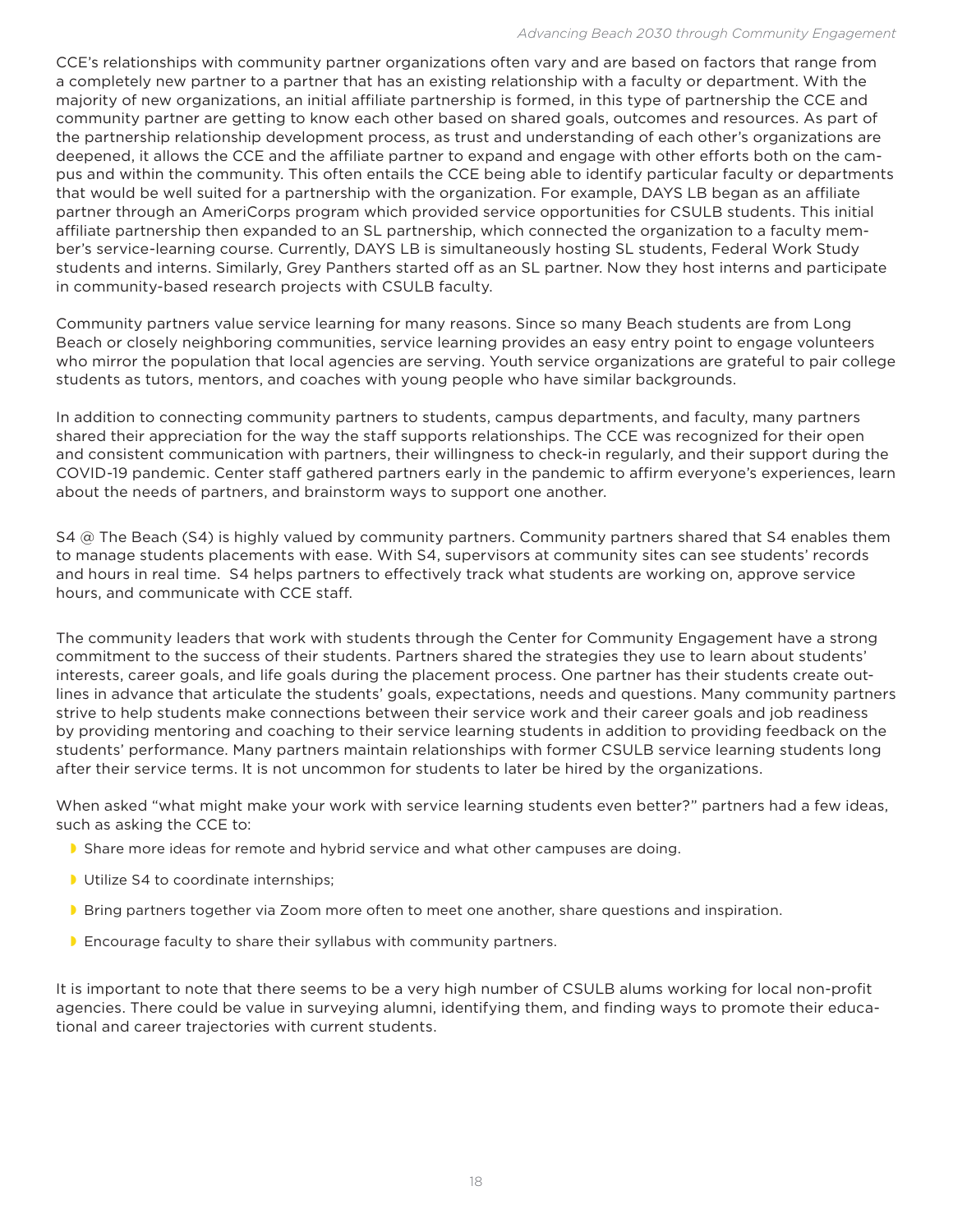CCE's relationships with community partner organizations often vary and are based on factors that range from a completely new partner to a partner that has an existing relationship with a faculty or department. With the majority of new organizations, an initial affiliate partnership is formed, in this type of partnership the CCE and community partner are getting to know each other based on shared goals, outcomes and resources. As part of the partnership relationship development process, as trust and understanding of each other's organizations are deepened, it allows the CCE and the affiliate partner to expand and engage with other efforts both on the campus and within the community. This often entails the CCE being able to identify particular faculty or departments that would be well suited for a partnership with the organization. For example, DAYS LB began as an affiliate partner through an AmeriCorps program which provided service opportunities for CSULB students. This initial affiliate partnership then expanded to an SL partnership, which connected the organization to a faculty member's service-learning course. Currently, DAYS LB is simultaneously hosting SL students, Federal Work Study students and interns. Similarly, Grey Panthers started off as an SL partner. Now they host interns and participate in community-based research projects with CSULB faculty.

Community partners value service learning for many reasons. Since so many Beach students are from Long Beach or closely neighboring communities, service learning provides an easy entry point to engage volunteers who mirror the population that local agencies are serving. Youth service organizations are grateful to pair college students as tutors, mentors, and coaches with young people who have similar backgrounds.

In addition to connecting community partners to students, campus departments, and faculty, many partners shared their appreciation for the way the staff supports relationships. The CCE was recognized for their open and consistent communication with partners, their willingness to check-in regularly, and their support during the COVID-19 pandemic. Center staff gathered partners early in the pandemic to affirm everyone's experiences, learn about the needs of partners, and brainstorm ways to support one another.

S4 @ The Beach (S4) is highly valued by community partners. Community partners shared that S4 enables them to manage students placements with ease. With S4, supervisors at community sites can see students' records and hours in real time. S4 helps partners to effectively track what students are working on, approve service hours, and communicate with CCE staff.

The community leaders that work with students through the Center for Community Engagement have a strong commitment to the success of their students. Partners shared the strategies they use to learn about students' interests, career goals, and life goals during the placement process. One partner has their students create outlines in advance that articulate the students' goals, expectations, needs and questions. Many community partners strive to help students make connections between their service work and their career goals and job readiness by providing mentoring and coaching to their service learning students in addition to providing feedback on the students' performance. Many partners maintain relationships with former CSULB service learning students long after their service terms. It is not uncommon for students to later be hired by the organizations.

When asked "what might make your work with service learning students even better?" partners had a few ideas, such as asking the CCE to:

- Share more ideas for remote and hybrid service and what other campuses are doing.
- Utilize S4 to coordinate internships;
- Bring partners together via Zoom more often to meet one another, share questions and inspiration.
- Encourage faculty to share their syllabus with community partners.

It is important to note that there seems to be a very high number of CSULB alums working for local non-profit agencies. There could be value in surveying alumni, identifying them, and finding ways to promote their educational and career trajectories with current students.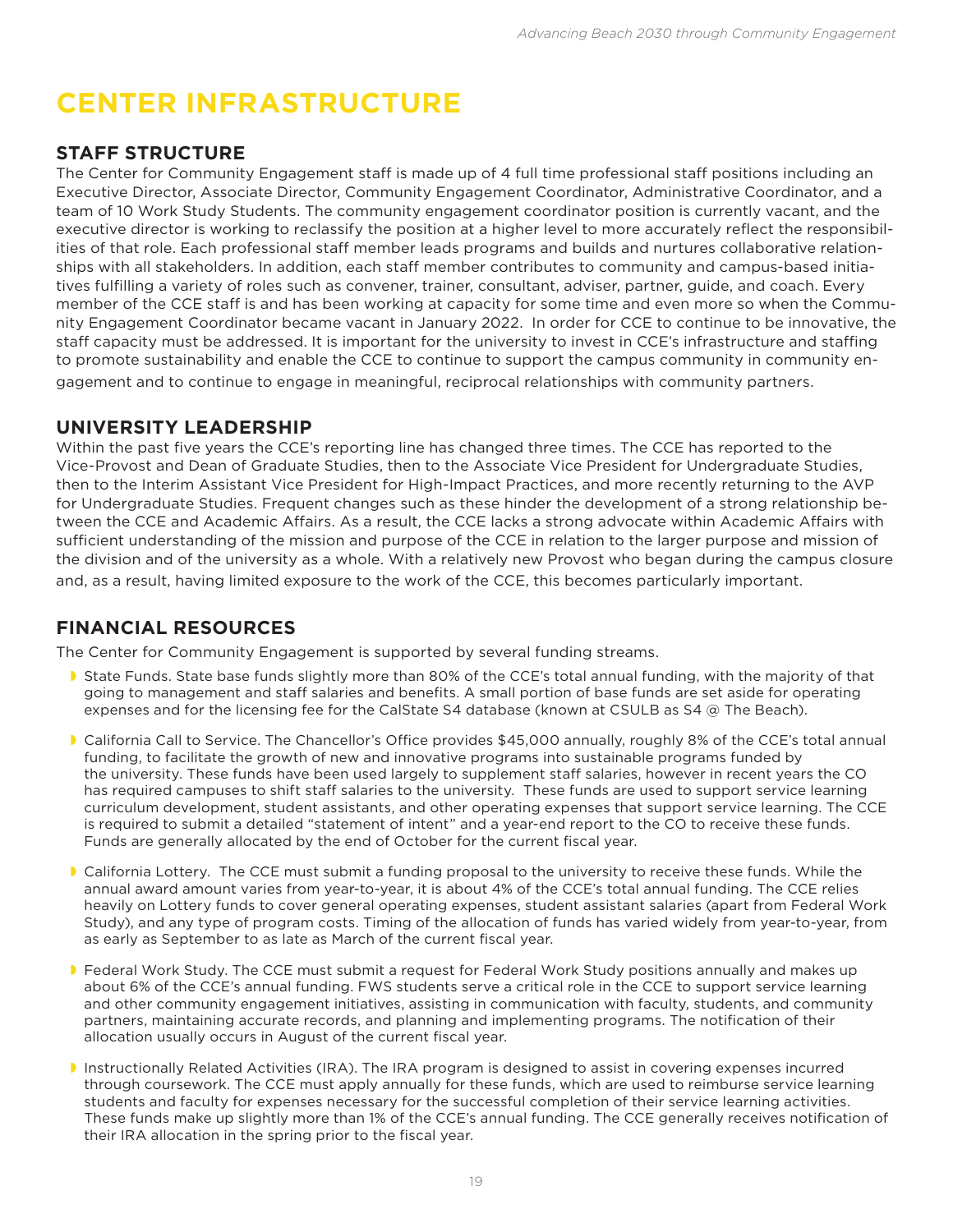# CENTER INFRASTRUCTURE

## STAFF STRUCTURE

The Center for Community Engagement staff is made up of 4 full time professional staff positions including an Executive Director, Associate Director, Community Engagement Coordinator, Administrative Coordinator, and a team of 10 Work Study Students. The community engagement coordinator position is currently vacant, and the executive director is working to reclassify the position at a higher level to more accurately reflect the responsibilities of that role. Each professional staff member leads programs and builds and nurtures collaborative relationships with all stakeholders. In addition, each staff member contributes to community and campus-based initiatives fulfilling a variety of roles such as convener, trainer, consultant, adviser, partner, guide, and coach. Every member of the CCE staff is and has been working at capacity for some time and even more so when the Community Engagement Coordinator became vacant in January 2022. In order for CCE to continue to be innovative, the staff capacity must be addressed. It is important for the university to invest in CCE's infrastructure and staffing to promote sustainability and enable the CCE to continue to support the campus community in community engagement and to continue to engage in meaningful, reciprocal relationships with community partners.

## UNIVERSITY LEADERSHIP

Within the past five years the CCE's reporting line has changed three times. The CCE has reported to the Vice-Provost and Dean of Graduate Studies, then to the Associate Vice President for Undergraduate Studies, then to the Interim Assistant Vice President for High-Impact Practices, and more recently returning to the AVP for Undergraduate Studies. Frequent changes such as these hinder the development of a strong relationship between the CCE and Academic Affairs. As a result, the CCE lacks a strong advocate within Academic Affairs with sufficient understanding of the mission and purpose of the CCE in relation to the larger purpose and mission of the division and of the university as a whole. With a relatively new Provost who began during the campus closure and, as a result, having limited exposure to the work of the CCE, this becomes particularly important.

## FINANCIAL RESOURCES

The Center for Community Engagement is supported by several funding streams.

- State Funds. State base funds slightly more than 80% of the CCE's total annual funding, with the majority of that going to management and staff salaries and benefits. A small portion of base funds are set aside for operating expenses and for the licensing fee for the CalState S4 database (known at CSULB as S4 @ The Beach).
- California Call to Service. The Chancellor's Office provides $45,000 annually, roughly 8% of the CCE's total annual funding, to facilitate the growth of new and innovative programs into sustainable programs funded by the university. These funds have been used largely to supplement staff salaries, however in recent years the CO has required campuses to shift staff salaries to the university. These funds are used to support service learning curriculum development, student assistants, and other operating expenses that support service learning. The CCE is required to submit a detailed "statement of intent" and a year-end report to the CO to receive these funds. Funds are generally allocated by the end of October for the current fiscal year.
- California Lottery. The CCE must submit a funding proposal to the university to receive these funds. While the annual award amount varies from year-to-year, it is about 4% of the CCE's total annual funding. The CCE relies heavily on Lottery funds to cover general operating expenses, student assistant salaries (apart from Federal Work Study), and any type of program costs. Timing of the allocation of funds has varied widely from year-to-year, from as early as September to as late as March of the current fiscal year.
- Federal Work Study. The CCE must submit a request for Federal Work Study positions annually and makes up about 6% of the CCE's annual funding. FWS students serve a critical role in the CCE to support service learning and other community engagement initiatives, assisting in communication with faculty, students, and community partners, maintaining accurate records, and planning and implementing programs. The notification of their allocation usually occurs in August of the current fiscal year.
- Instructionally Related Activities (IRA). The IRA program is designed to assist in covering expenses incurred through coursework. The CCE must apply annually for these funds, which are used to reimburse service learning students and faculty for expenses necessary for the successful completion of their service learning activities. These funds make up slightly more than 1% of the CCE's annual funding. The CCE generally receives notification of their IRA allocation in the spring prior to the fiscal year.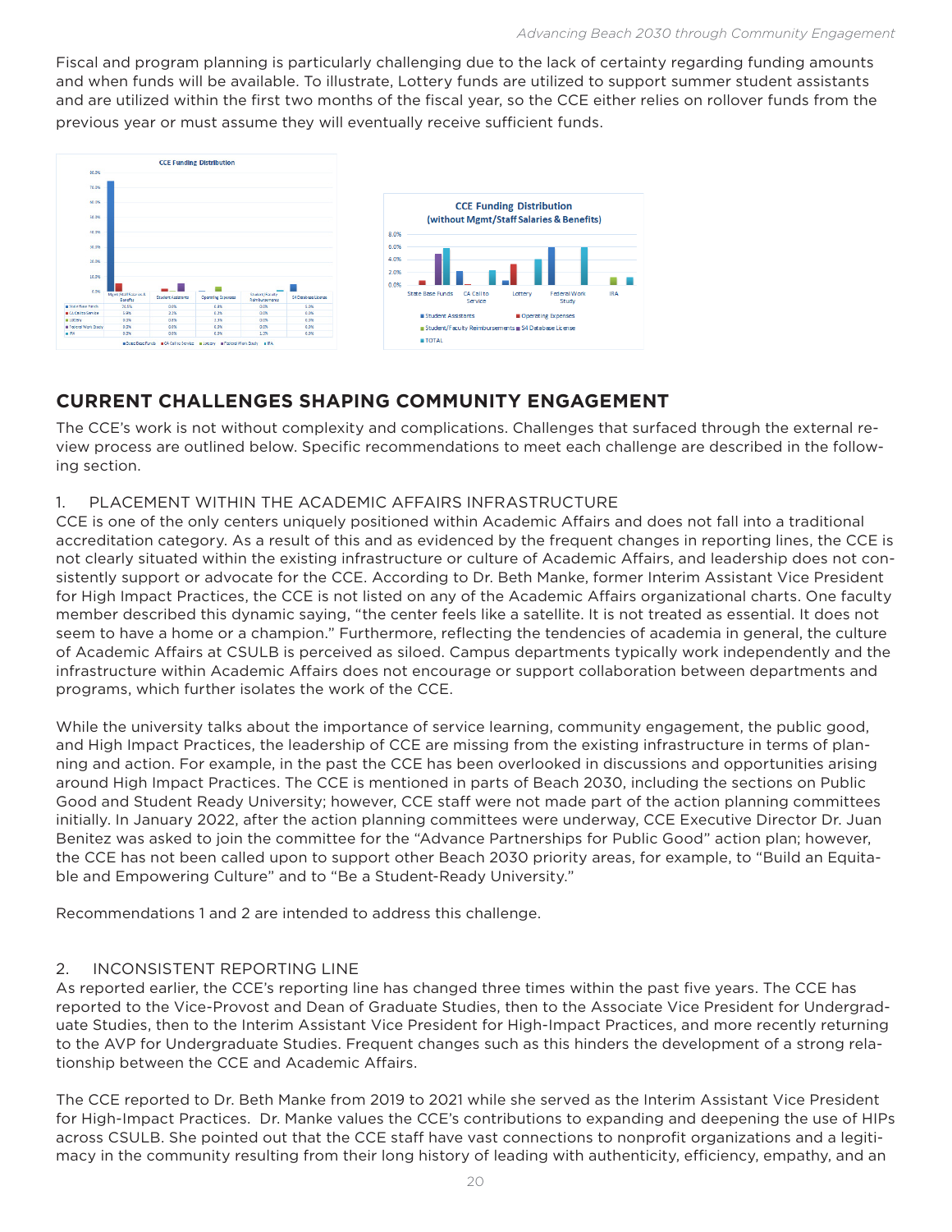Fiscal and program planning is particularly challenging due to the lack of certainty regarding funding amounts and when funds will be available. To illustrate, Lottery funds are utilized to support summer student assistants and are utilized within the first two months of the fiscal year, so the CCE either relies on rollover funds from the previous year or must assume they will eventually receive sufficient funds.

## CURRENT CHALLENGES SHAPING COMMUNITY ENGAGEMENT

The CCE's work is not without complexity and complications. Challenges that surfaced through the external review process are outlined below. Specific recommendations to meet each challenge are described in the following section.

### 1. PLACEMENT WITHIN THE ACADEMIC AFFAIRS INFRASTRUCTURE

CCE is one of the only centers uniquely positioned within Academic Affairs and does not fall into a traditional accreditation category. As a result of this and as evidenced by the frequent changes in reporting lines, the CCE is not clearly situated within the existing infrastructure or culture of Academic Affairs, and leadership does not consistently support or advocate for the CCE. According to Dr. Beth Manke, former Interim Assistant Vice President for High Impact Practices, the CCE is not listed on any of the Academic Affairs organizational charts. One faculty member described this dynamic saying, "the center feels like a satellite. It is not treated as essential. It does not seem to have a home or a champion." Furthermore, reflecting the tendencies of academia in general, the culture of Academic Affairs at CSULB is perceived as siloed. Campus departments typically work independently and the infrastructure within Academic Affairs does not encourage or support collaboration between departments and programs, which further isolates the work of the CCE.

While the university talks about the importance of service learning, community engagement, the public good, and High Impact Practices, the leadership of CCE are missing from the existing infrastructure in terms of planning and action. For example, in the past the CCE has been overlooked in discussions and opportunities arising around High Impact Practices. The CCE is mentioned in parts of Beach 2030, including the sections on Public Good and Student Ready University; however, CCE staff were not made part of the action planning committees initially. In January 2022, after the action planning committees were underway, CCE Executive Director Dr. Juan Benitez was asked to join the committee for the "Advance Partnerships for Public Good" action plan; however, the CCE has not been called upon to support other Beach 2030 priority areas, for example, to "Build an Equitable and Empowering Culture" and to "Be a Student-Ready University."

Recommendations 1 and 2 are intended to address this challenge.

### 2. INCONSISTENT REPORTING LINE

As reported earlier, the CCE's reporting line has changed three times within the past five years. The CCE has reported to the Vice-Provost and Dean of Graduate Studies, then to the Associate Vice President for Undergraduate Studies, then to the Interim Assistant Vice President for High-Impact Practices, and more recently returning to the AVP for Undergraduate Studies. Frequent changes such as this hinders the development of a strong relationship between the CCE and Academic Affairs.

The CCE reported to Dr. Beth Manke from 2019 to 2021 while she served as the Interim Assistant Vice President for High-Impact Practices. Dr. Manke values the CCE's contributions to expanding and deepening the use of HIPs across CSULB. She pointed out that the CCE staff have vast connections to nonprofit organizations and a legitimacy in the community resulting from their long history of leading with authenticity, efficiency, empathy, and an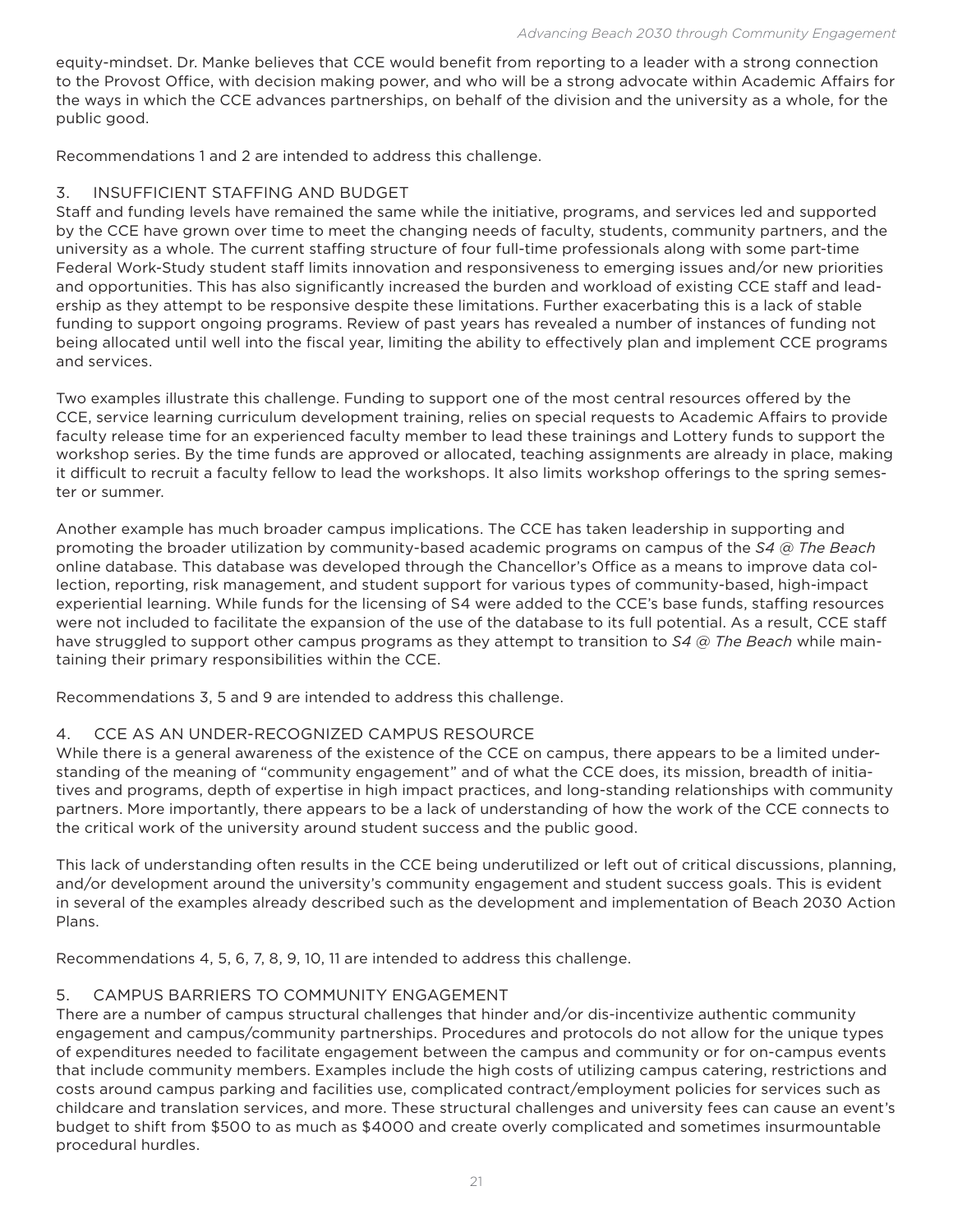equity-mindset. Dr. Manke believes that CCE would benefit from reporting to a leader with a strong connection to the Provost Office, with decision making power, and who will be a strong advocate within Academic Affairs for the ways in which the CCE advances partnerships, on behalf of the division and the university as a whole, for the public good.

Recommendations 1 and 2 are intended to address this challenge.

### 3. INSUFFICIENT STAFFING AND BUDGET

Staff and funding levels have remained the same while the initiative, programs, and services led and supported by the CCE have grown over time to meet the changing needs of faculty, students, community partners, and the university as a whole. The current staffing structure of four full-time professionals along with some part-time Federal Work-Study student staff limits innovation and responsiveness to emerging issues and/or new priorities and opportunities. This has also significantly increased the burden and workload of existing CCE staff and leadership as they attempt to be responsive despite these limitations. Further exacerbating this is a lack of stable funding to support ongoing programs. Review of past years has revealed a number of instances of funding not being allocated until well into the fiscal year, limiting the ability to effectively plan and implement CCE programs and services.

Two examples illustrate this challenge. Funding to support one of the most central resources offered by the CCE, service learning curriculum development training, relies on special requests to Academic Affairs to provide faculty release time for an experienced faculty member to lead these trainings and Lottery funds to support the workshop series. By the time funds are approved or allocated, teaching assignments are already in place, making it difficult to recruit a faculty fellow to lead the workshops. It also limits workshop offerings to the spring semester or summer.

Another example has much broader campus implications. The CCE has taken leadership in supporting and promoting the broader utilization by community-based academic programs on campus of the *S4 @ The Beach* online database. This database was developed through the Chancellor's Office as a means to improve data collection, reporting, risk management, and student support for various types of community-based, high-impact experiential learning. While funds for the licensing of S4 were added to the CCE's base funds, staffing resources were not included to facilitate the expansion of the use of the database to its full potential. As a result, CCE staff have struggled to support other campus programs as they attempt to transition to *S4 @ The Beach* while maintaining their primary responsibilities within the CCE.

Recommendations 3, 5 and 9 are intended to address this challenge.

### 4. CCE AS AN UNDER-RECOGNIZED CAMPUS RESOURCE

While there is a general awareness of the existence of the CCE on campus, there appears to be a limited understanding of the meaning of "community engagement" and of what the CCE does, its mission, breadth of initiatives and programs, depth of expertise in high impact practices, and long-standing relationships with community partners. More importantly, there appears to be a lack of understanding of how the work of the CCE connects to the critical work of the university around student success and the public good.

This lack of understanding often results in the CCE being underutilized or left out of critical discussions, planning, and/or development around the university's community engagement and student success goals. This is evident in several of the examples already described such as the development and implementation of Beach 2030 Action Plans.

Recommendations 4, 5, 6, 7, 8, 9, 10, 11 are intended to address this challenge.

### 5. CAMPUS BARRIERS TO COMMUNITY ENGAGEMENT

There are a number of campus structural challenges that hinder and/or dis-incentivize authentic community engagement and campus/community partnerships. Procedures and protocols do not allow for the unique types of expenditures needed to facilitate engagement between the campus and community or for on-campus events that include community members. Examples include the high costs of utilizing campus catering, restrictions and costs around campus parking and facilities use, complicated contract/employment policies for services such as childcare and translation services, and more. These structural challenges and university fees can cause an event's budget to shift from $500 to as much as $4000 and create overly complicated and sometimes insurmountable procedural hurdles.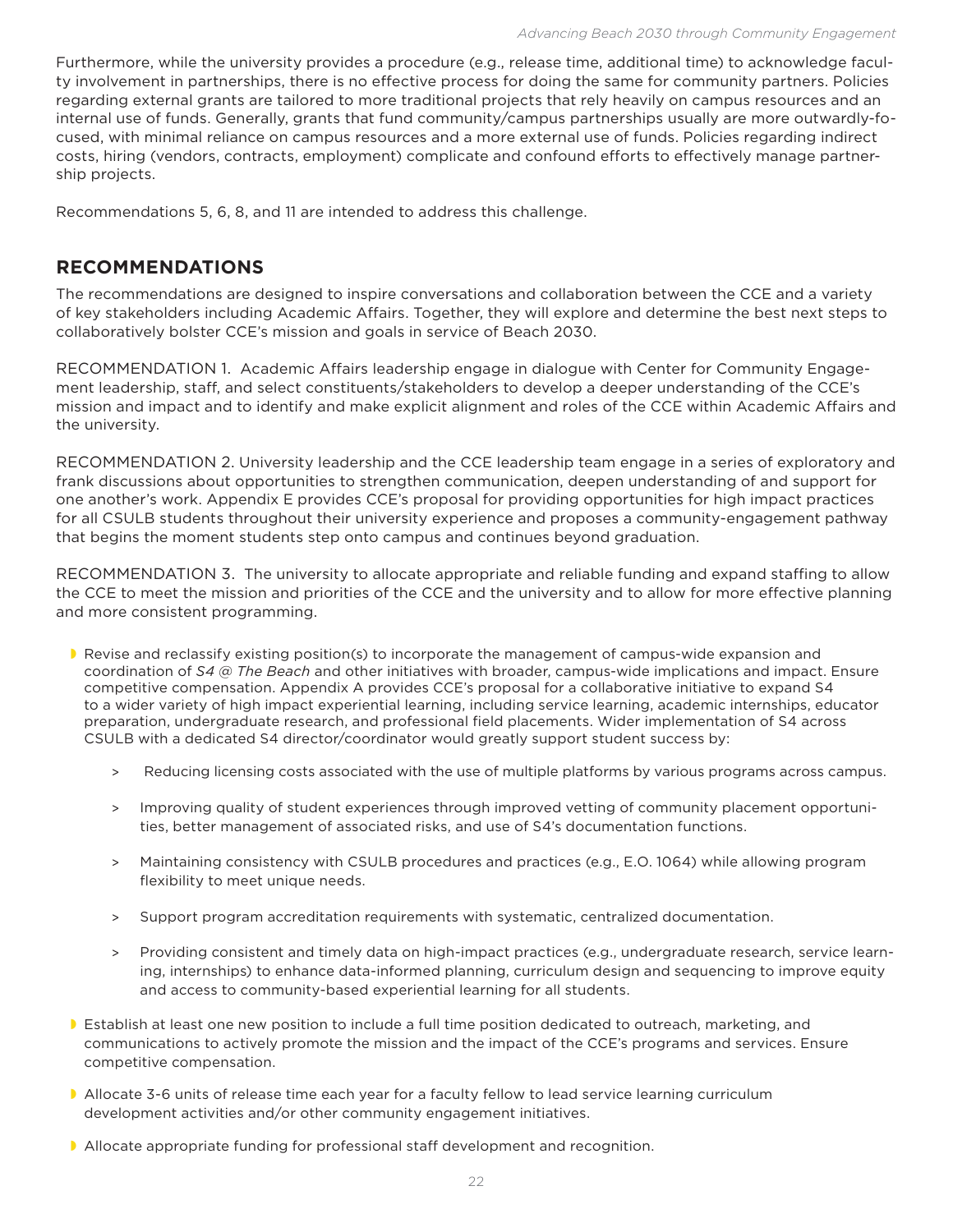Furthermore, while the university provides a procedure (e.g., release time, additional time) to acknowledge faculty involvement in partnerships, there is no effective process for doing the same for community partners. Policies regarding external grants are tailored to more traditional projects that rely heavily on campus resources and an internal use of funds. Generally, grants that fund community/campus partnerships usually are more outwardly-focused, with minimal reliance on campus resources and a more external use of funds. Policies regarding indirect costs, hiring (vendors, contracts, employment) complicate and confound efforts to effectively manage partnership projects.

Recommendations 5, 6, 8, and 11 are intended to address this challenge.

## RECOMMENDATIONS

The recommendations are designed to inspire conversations and collaboration between the CCE and a variety of key stakeholders including Academic Affairs. Together, they will explore and determine the best next steps to collaboratively bolster CCE's mission and goals in service of Beach 2030.

RECOMMENDATION 1. Academic Affairs leadership engage in dialogue with Center for Community Engagement leadership, staff, and select constituents/stakeholders to develop a deeper understanding of the CCE's mission and impact and to identify and make explicit alignment and roles of the CCE within Academic Affairs and the university.

RECOMMENDATION 2. University leadership and the CCE leadership team engage in a series of exploratory and frank discussions about opportunities to strengthen communication, deepen understanding of and support for one another's work. Appendix E provides CCE's proposal for providing opportunities for high impact practices for all CSULB students throughout their university experience and proposes a community-engagement pathway that begins the moment students step onto campus and continues beyond graduation.

RECOMMENDATION 3. The university to allocate appropriate and reliable funding and expand staffing to allow the CCE to meet the mission and priorities of the CCE and the university and to allow for more effective planning and more consistent programming.

- Revise and reclassify existing position(s) to incorporate the management of campus-wide expansion and coordination of *S4 @ The Beach* and other initiatives with broader, campus-wide implications and impact. Ensure competitive compensation. Appendix A provides CCE's proposal for a collaborative initiative to expand S4 to a wider variety of high impact experiential learning, including service learning, academic internships, educator preparation, undergraduate research, and professional field placements. Wider implementation of S4 across CSULB with a dedicated S4 director/coordinator would greatly support student success by:
    - Reducing licensing costs associated with the use of multiple platforms by various programs across campus.
    - Improving quality of student experiences through improved vetting of community placement opportunities, better management of associated risks, and use of S4's documentation functions.
    - Maintaining consistency with CSULB procedures and practices (e.g., E.O. 1064) while allowing program flexibility to meet unique needs.
    - Support program accreditation requirements with systematic, centralized documentation.
    - Providing consistent and timely data on high-impact practices (e.g., undergraduate research, service learning, internships) to enhance data-informed planning, curriculum design and sequencing to improve equity and access to community-based experiential learning for all students.
- Establish at least one new position to include a full time position dedicated to outreach, marketing, and communications to actively promote the mission and the impact of the CCE's programs and services. Ensure competitive compensation.
- Allocate 3-6 units of release time each year for a faculty fellow to lead service learning curriculum development activities and/or other community engagement initiatives.
- Allocate appropriate funding for professional staff development and recognition.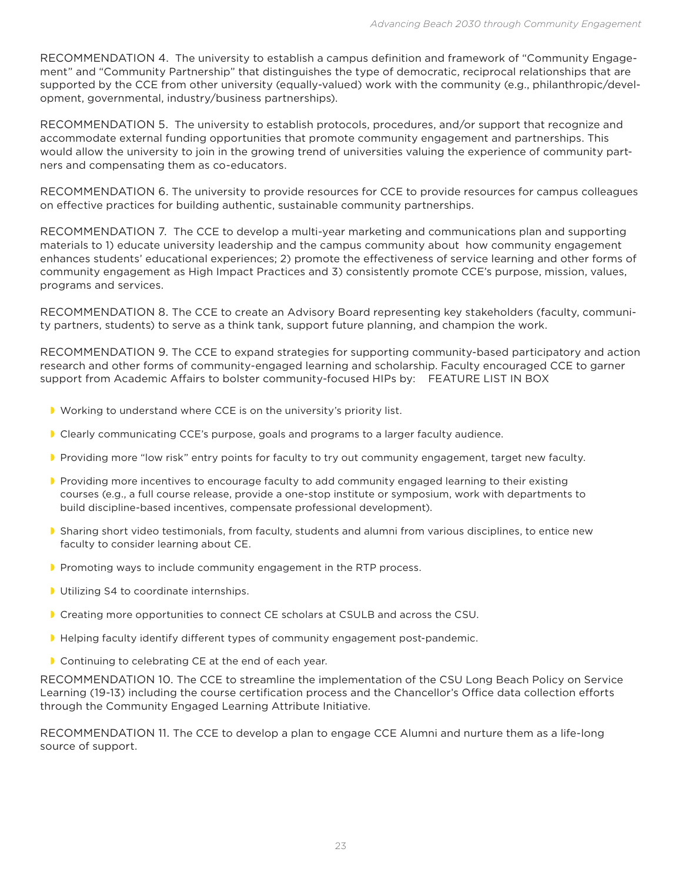RECOMMENDATION 4. The university to establish a campus definition and framework of "Community Engagement" and "Community Partnership" that distinguishes the type of democratic, reciprocal relationships that are supported by the CCE from other university (equally-valued) work with the community (e.g., philanthropic/development, governmental, industry/business partnerships).

RECOMMENDATION 5. The university to establish protocols, procedures, and/or support that recognize and accommodate external funding opportunities that promote community engagement and partnerships. This would allow the university to join in the growing trend of universities valuing the experience of community partners and compensating them as co-educators.

RECOMMENDATION 6. The university to provide resources for CCE to provide resources for campus colleagues on effective practices for building authentic, sustainable community partnerships.

RECOMMENDATION 7. The CCE to develop a multi-year marketing and communications plan and supporting materials to 1) educate university leadership and the campus community about how community engagement enhances students' educational experiences; 2) promote the effectiveness of service learning and other forms of community engagement as High Impact Practices and 3) consistently promote CCE's purpose, mission, values, programs and services.

RECOMMENDATION 8. The CCE to create an Advisory Board representing key stakeholders (faculty, community partners, students) to serve as a think tank, support future planning, and champion the work.

RECOMMENDATION 9. The CCE to expand strategies for supporting community-based participatory and action research and other forms of community-engaged learning and scholarship. Faculty encouraged CCE to garner support from Academic Affairs to bolster community-focused HIPs by: FEATURE LIST IN BOX

- Working to understand where CCE is on the university's priority list.
- Clearly communicating CCE's purpose, goals and programs to a larger faculty audience.
- Providing more "low risk" entry points for faculty to try out community engagement, target new faculty.
- Providing more incentives to encourage faculty to add community engaged learning to their existing courses (e.g., a full course release, provide a one-stop institute or symposium, work with departments to build discipline-based incentives, compensate professional development).
- Sharing short video testimonials, from faculty, students and alumni from various disciplines, to entice new faculty to consider learning about CE.
- Promoting ways to include community engagement in the RTP process.
- Utilizing S4 to coordinate internships.
- Creating more opportunities to connect CE scholars at CSULB and across the CSU.
- Helping faculty identify different types of community engagement post-pandemic.
- Continuing to celebrating CE at the end of each year.

RECOMMENDATION 10. The CCE to streamline the implementation of the CSU Long Beach Policy on Service Learning (19-13) including the course certification process and the Chancellor's Office data collection efforts through the Community Engaged Learning Attribute Initiative.

RECOMMENDATION 11. The CCE to develop a plan to engage CCE Alumni and nurture them as a life-long source of support.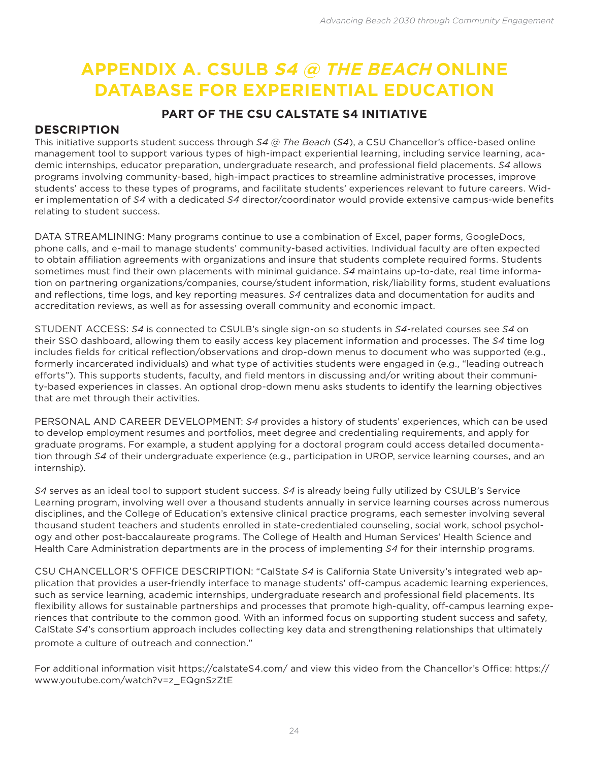# APPENDIX A. CSULB *S4 @ THE BEACH* ONLINE DATABASE FOR EXPERIENTIAL EDUCATION

### PART OF THE CSU CALSTATE S4 INITIATIVE

## DESCRIPTION

This initiative supports student success through *S4 @ The Beach* (*S4*), a CSU Chancellor's office-based online management tool to support various types of high-impact experiential learning, including service learning, academic internships, educator preparation, undergraduate research, and professional field placements. *S4* allows programs involving community-based, high-impact practices to streamline administrative processes, improve students' access to these types of programs, and facilitate students' experiences relevant to future careers. Wider implementation of *S4* with a dedicated *S4* director/coordinator would provide extensive campus-wide benefits relating to student success.

DATA STREAMLINING: Many programs continue to use a combination of Excel, paper forms, GoogleDocs, phone calls, and e-mail to manage students' community-based activities. Individual faculty are often expected to obtain affiliation agreements with organizations and insure that students complete required forms. Students sometimes must find their own placements with minimal guidance. *S4* maintains up-to-date, real time information on partnering organizations/companies, course/student information, risk/liability forms, student evaluations and reflections, time logs, and key reporting measures. *S4* centralizes data and documentation for audits and accreditation reviews, as well as for assessing overall community and economic impact.

STUDENT ACCESS: *S4* is connected to CSULB's single sign-on so students in *S4*-related courses see *S4* on their SSO dashboard, allowing them to easily access key placement information and processes. The *S4* time log includes fields for critical reflection/observations and drop-down menus to document who was supported (e.g., formerly incarcerated individuals) and what type of activities students were engaged in (e.g., "leading outreach efforts"). This supports students, faculty, and field mentors in discussing and/or writing about their community-based experiences in classes. An optional drop-down menu asks students to identify the learning objectives that are met through their activities.

PERSONAL AND CAREER DEVELOPMENT: *S4* provides a history of students' experiences, which can be used to develop employment resumes and portfolios, meet degree and credentialing requirements, and apply for graduate programs. For example, a student applying for a doctoral program could access detailed documentation through *S4* of their undergraduate experience (e.g., participation in UROP, service learning courses, and an internship).

*S4* serves as an ideal tool to support student success. *S4* is already being fully utilized by CSULB's Service Learning program, involving well over a thousand students annually in service learning courses across numerous disciplines, and the College of Education's extensive clinical practice programs, each semester involving several thousand student teachers and students enrolled in state-credentialed counseling, social work, school psychology and other post-baccalaureate programs. The College of Health and Human Services' Health Science and Health Care Administration departments are in the process of implementing *S4* for their internship programs.

CSU CHANCELLOR'S OFFICE DESCRIPTION: "CalState *S4* is California State University's integrated web application that provides a user-friendly interface to manage students' off-campus academic learning experiences, such as service learning, academic internships, undergraduate research and professional field placements. Its flexibility allows for sustainable partnerships and processes that promote high-quality, off-campus learning experiences that contribute to the common good. With an informed focus on supporting student success and safety, CalState *S4*'s consortium approach includes collecting key data and strengthening relationships that ultimately promote a culture of outreach and connection."

For additional information visit https://calstateS4.com/ and view this video from the Chancellor's Office: https://www.youtube.com/watch?v=z_EQgnSzZtE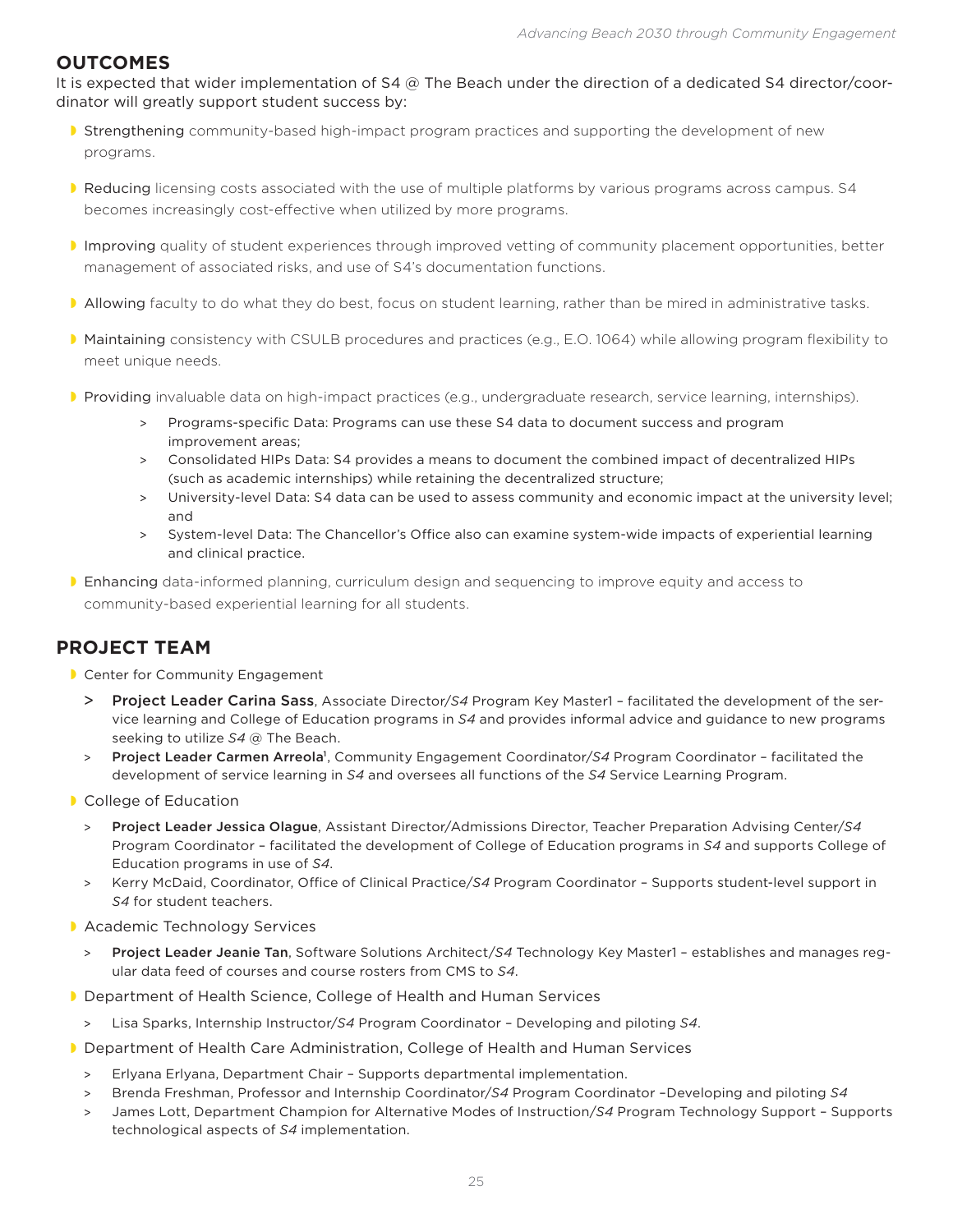## OUTCOMES

It is expected that wider implementation of S4 @ The Beach under the direction of a dedicated S4 director/coordinator will greatly support student success by:

- **Strengthening** community-based high-impact program practices and supporting the development of new programs.
- **Reducing** licensing costs associated with the use of multiple platforms by various programs across campus. S4 becomes increasingly cost-effective when utilized by more programs.
- **Improving** quality of student experiences through improved vetting of community placement opportunities, better management of associated risks, and use of S4's documentation functions.
- **Allowing** faculty to do what they do best, focus on student learning, rather than be mired in administrative tasks.
- **Maintaining** consistency with CSULB procedures and practices (e.g., E.O. 1064) while allowing program flexibility to meet unique needs.
- **Providing** invaluable data on high-impact practices (e.g., undergraduate research, service learning, internships).
    - Programs-specific Data: Programs can use these S4 data to document success and program improvement areas;
    - Consolidated HIPs Data: S4 provides a means to document the combined impact of decentralized HIPs (such as academic internships) while retaining the decentralized structure;
    - University-level Data: S4 data can be used to assess community and economic impact at the university level; and
    - System-level Data: The Chancellor's Office also can examine system-wide impacts of experiential learning and clinical practice.
- **Enhancing** data-informed planning, curriculum design and sequencing to improve equity and access to community-based experiential learning for all students.

## PROJECT TEAM

- Center for Community Engagement
    - **Project Leader Carina Sass**, Associate Director/*S4* Program Key Master1 – facilitated the development of the service learning and College of Education programs in *S4* and provides informal advice and guidance to new programs seeking to utilize *S4* @ The Beach.
    - **Project Leader Carmen Arreola**[1], Community Engagement Coordinator/*S4* Program Coordinator – facilitated the development of service learning in *S4* and oversees all functions of the *S4* Service Learning Program.
- College of Education
    - **Project Leader Jessica Olague**, Assistant Director/Admissions Director, Teacher Preparation Advising Center/*S4* Program Coordinator – facilitated the development of College of Education programs in *S4* and supports College of Education programs in use of *S4*.
    - Kerry McDaid, Coordinator, Office of Clinical Practice/*S4* Program Coordinator – Supports student-level support in *S4* for student teachers.
- Academic Technology Services
    - **Project Leader Jeanie Tan**, Software Solutions Architect/*S4* Technology Key Master1 – establishes and manages regular data feed of courses and course rosters from CMS to *S4*.
- Department of Health Science, College of Health and Human Services
    - Lisa Sparks, Internship Instructor/*S4* Program Coordinator – Developing and piloting *S4*.
- Department of Health Care Administration, College of Health and Human Services
    - Erlyana Erlyana, Department Chair – Supports departmental implementation.
    - Brenda Freshman, Professor and Internship Coordinator/*S4* Program Coordinator –Developing and piloting *S4*
    - James Lott, Department Champion for Alternative Modes of Instruction/*S4* Program Technology Support – Supports technological aspects of *S4* implementation.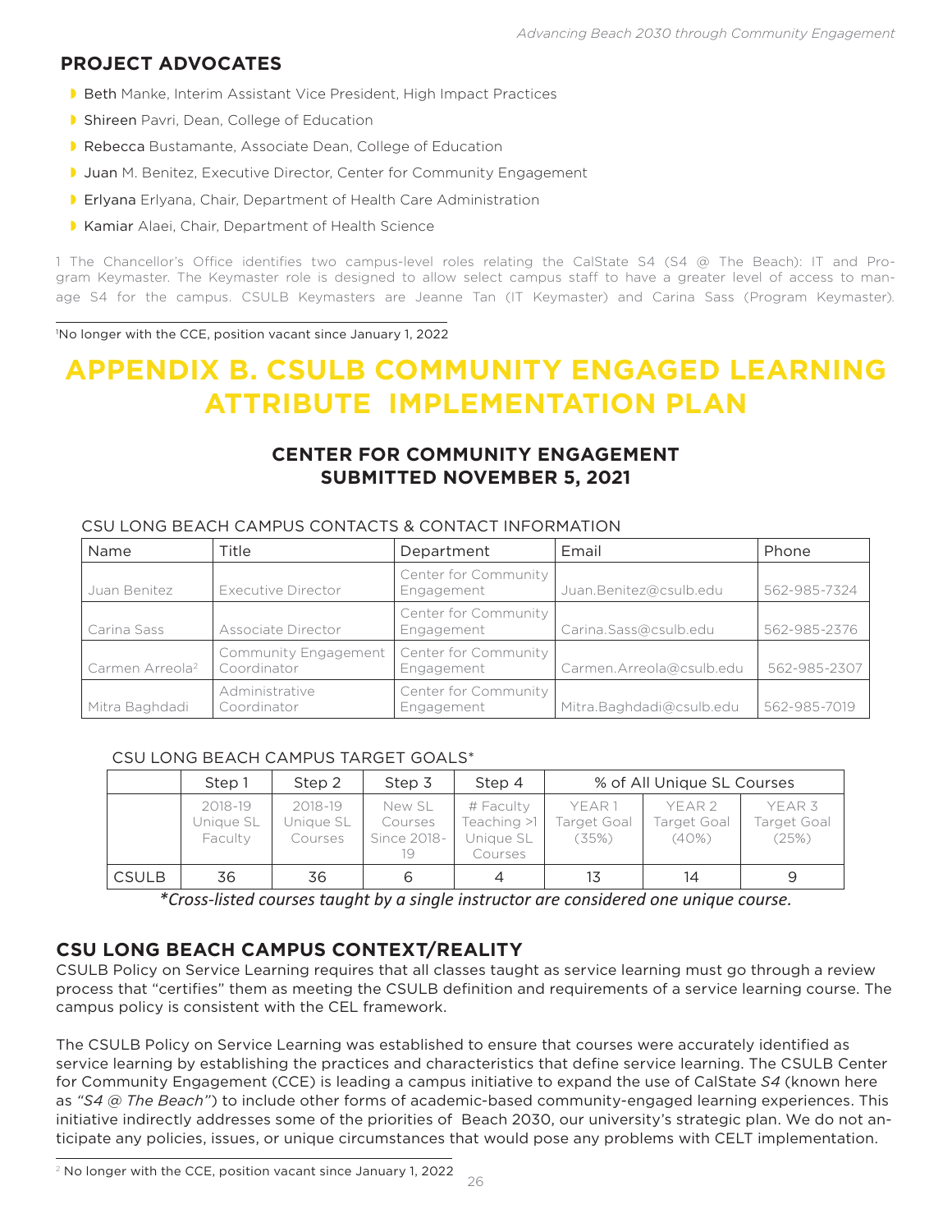## PROJECT ADVOCATES

- **Beth** Manke, Interim Assistant Vice President, High Impact Practices
- **Shireen** Pavri, Dean, College of Education
- **Rebecca** Bustamante, Associate Dean, College of Education
- **Juan** M. Benitez, Executive Director, Center for Community Engagement
- **Erlyana** Erlyana, Chair, Department of Health Care Administration
- **Kamiar** Alaei, Chair, Department of Health Science

1 The Chancellor's Office identifies two campus-level roles relating the CalState S4 (S4 @ The Beach): IT and Program Keymaster. The Keymaster role is designed to allow select campus staff to have a greater level of access to manage S4 for the campus. CSULB Keymasters are Jeanne Tan (IT Keymaster) and Carina Sass (Program Keymaster).

[1]No longer with the CCE, position vacant since January 1, 2022

# APPENDIX B. CSULB COMMUNITY ENGAGED LEARNING ATTRIBUTE IMPLEMENTATION PLAN

### CENTER FOR COMMUNITY ENGAGEMENT SUBMITTED NOVEMBER 5, 2021

CSU LONG BEACH CAMPUS CONTACTS & CONTACT INFORMATION

| Name | Title | Department | Email | Phone |
|---|---|---|---|---|
| Juan Benitez | Executive Director | Center for Community Engagement | Juan.Benitez@csulb.edu | 562-985-7324 |
| Carina Sass | Associate Director | Center for Community Engagement | Carina.Sass@csulb.edu | 562-985-2376 |
| Carmen Arreola[2] | Community Engagement Coordinator | Center for Community Engagement | Carmen.Arreola@csulb.edu | 562-985-2307 |
| Mitra Baghdadi | Administrative Coordinator | Center for Community Engagement | Mitra.Baghdadi@csulb.edu | 562-985-7019 |

CSU LONG BEACH CAMPUS TARGET GOALS*

| | Step 1 | Step 2 | Step 3 | Step 4 | % of All Unique SL Courses | | |
|---|---|---|---|---|---|---|---|
| | 2018-19 Unique SL Faculty | 2018-19 Unique SL Courses | New SL Courses Since 2018-19 | # Faculty Teaching >1 Unique SL Courses | YEAR 1 Target Goal (35%) | YEAR 2 Target Goal (40%) | YEAR 3 Target Goal (25%) |
| CSULB | 36 | 36 | 6 | 4 | 13 | 14 | 9 |

*\*Cross-listed courses taught by a single instructor are considered one unique course.*

## CSU LONG BEACH CAMPUS CONTEXT/REALITY

CSULB Policy on Service Learning requires that all classes taught as service learning must go through a review process that "certifies" them as meeting the CSULB definition and requirements of a service learning course. The campus policy is consistent with the CEL framework.

The CSULB Policy on Service Learning was established to ensure that courses were accurately identified as service learning by establishing the practices and characteristics that define service learning. The CSULB Center for Community Engagement (CCE) is leading a campus initiative to expand the use of CalState *S4* (known here as *"S4 @ The Beach"*) to include other forms of academic-based community-engaged learning experiences. This initiative indirectly addresses some of the priorities of Beach 2030, our university's strategic plan. We do not anticipate any policies, issues, or unique circumstances that would pose any problems with CELT implementation.

[2] No longer with the CCE, position vacant since January 1, 2022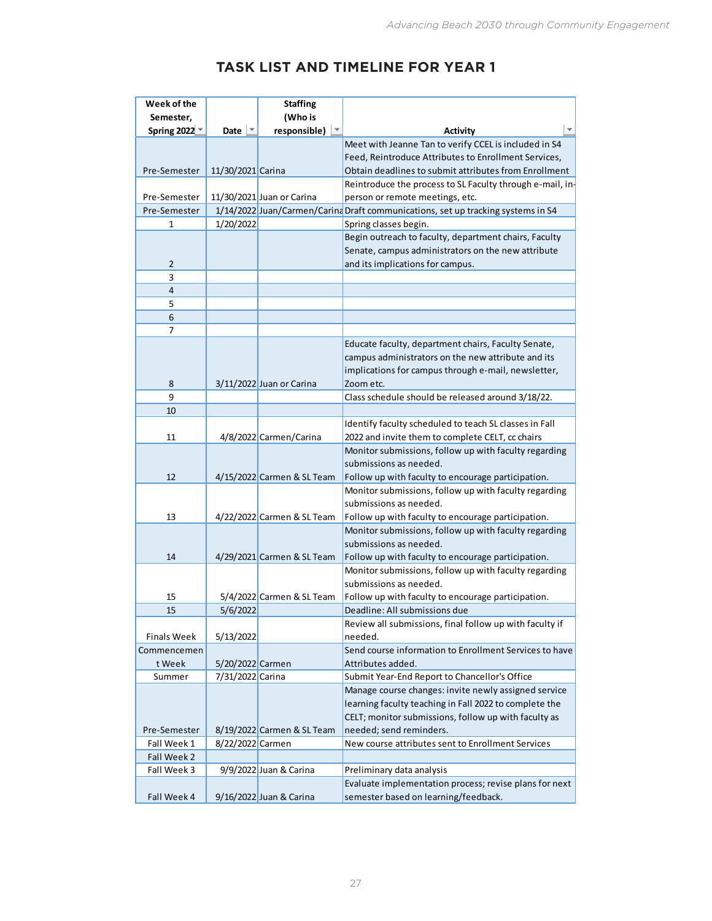# TASK LIST AND TIMELINE FOR YEAR 1

| Week of the Semester, Spring 2022 | Date | Staffing (Who is responsible) | Activity |
|---|---|---|---|
| Pre-Semester | 11/30/2021 | Carina | Meet with Jeanne Tan to verify CCEL is included in S4 Feed, Reintroduce Attributes to Enrollment Services, Obtain deadlines to submit attributes from Enrollment |
| Pre-Semester | 11/30/2021 | Juan or Carina | Reintroduce the process to SL Faculty through e-mail, in-person or remote meetings, etc. |
| Pre-Semester | 1/14/2022 | Juan/Carmen/Carina | Draft communications, set up tracking systems in S4 |
| 1 | 1/20/2022 | | Spring classes begin. |
| 2 | | | Begin outreach to faculty, department chairs, Faculty Senate, campus administrators on the new attribute and its implications for campus. |
| 3 | | | |
| 4 | | | |
| 5 | | | |
| 6 | | | |
| 7 | | | |
| 8 | 3/11/2022 | Juan or Carina | Educate faculty, department chairs, Faculty Senate, campus administrators on the new attribute and its implications for campus through e-mail, newsletter, Zoom etc. |
| 9 | | | Class schedule should be released around 3/18/22. |
| 10 | | | |
| 11 | 4/8/2022 | Carmen/Carina | Identify faculty scheduled to teach SL classes in Fall 2022 and invite them to complete CELT, cc chairs |
| 12 | 4/15/2022 | Carmen & SL Team | Monitor submissions, follow up with faculty regarding submissions as needed. Follow up with faculty to encourage participation. |
| 13 | 4/22/2022 | Carmen & SL Team | Monitor submissions, follow up with faculty regarding submissions as needed. Follow up with faculty to encourage participation. |
| 14 | 4/29/2021 | Carmen & SL Team | Monitor submissions, follow up with faculty regarding submissions as needed. Follow up with faculty to encourage participation. |
| 15 | 5/4/2022 | Carmen & SL Team | Monitor submissions, follow up with faculty regarding submissions as needed. Follow up with faculty to encourage participation. |
| 15 | 5/6/2022 | | Deadline: All submissions due |
| Finals Week | 5/13/2022 | | Review all submissions, final follow up with faculty if needed. |
| Commencement Week | 5/20/2022 | Carmen | Send course information to Enrollment Services to have Attributes added. |
| Summer | 7/31/2022 | Carina | Submit Year-End Report to Chancellor's Office |
| Pre-Semester | 8/19/2022 | Carmen & SL Team | Manage course changes: invite newly assigned service learning faculty teaching in Fall 2022 to complete the CELT; monitor submissions, follow up with faculty as needed; send reminders. |
| Fall Week 1 | 8/22/2022 | Carmen | New course attributes sent to Enrollment Services |
| Fall Week 2 | | | |
| Fall Week 3 | 9/9/2022 | Juan & Carina | Preliminary data analysis |
| Fall Week 4 | 9/16/2022 | Juan & Carina | Evaluate implementation process; revise plans for next semester based on learning/feedback. |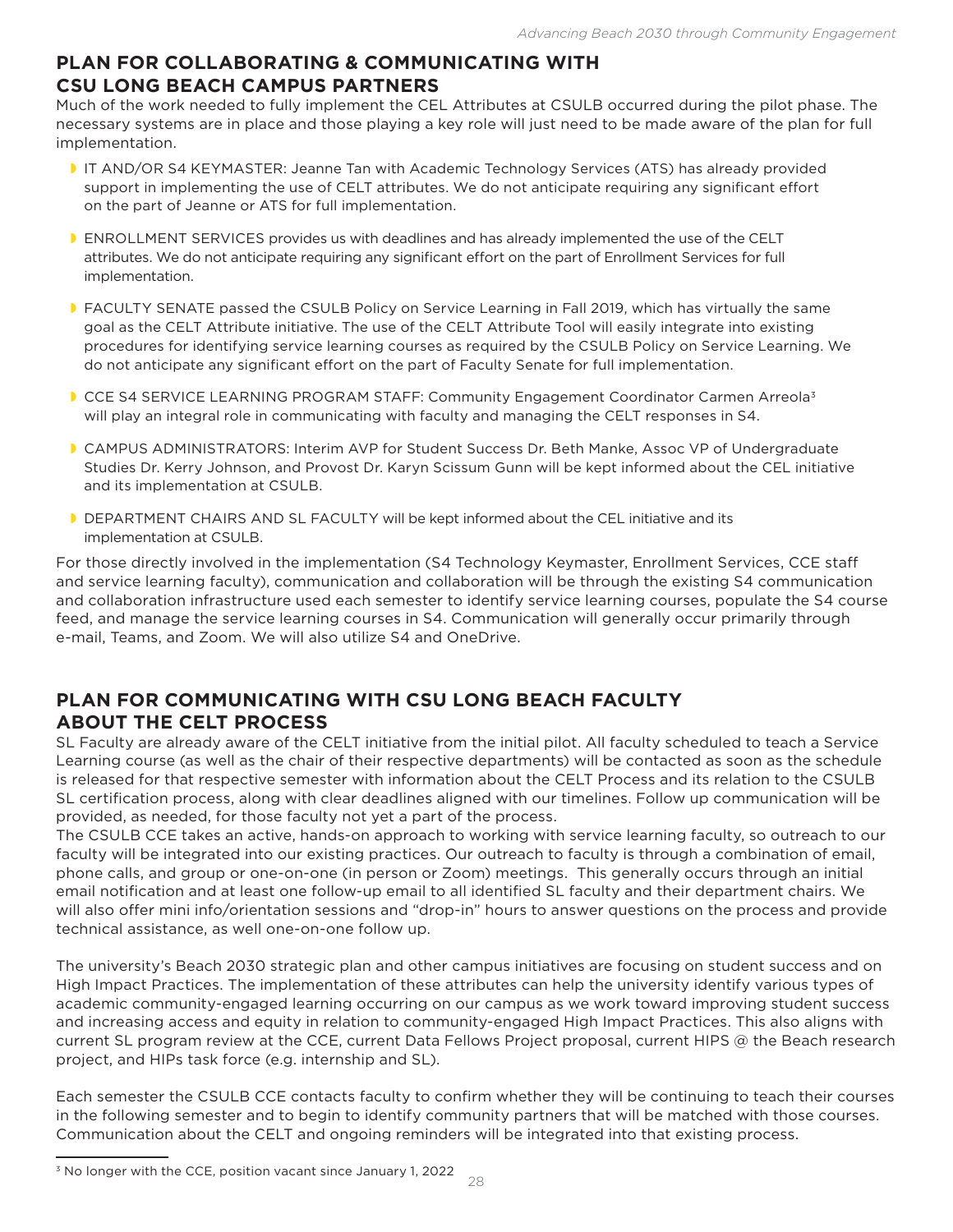## PLAN FOR COLLABORATING & COMMUNICATING WITH CSU LONG BEACH CAMPUS PARTNERS

Much of the work needed to fully implement the CEL Attributes at CSULB occurred during the pilot phase. The necessary systems are in place and those playing a key role will just need to be made aware of the plan for full implementation.

- IT AND/OR S4 KEYMASTER: Jeanne Tan with Academic Technology Services (ATS) has already provided support in implementing the use of CELT attributes. We do not anticipate requiring any significant effort on the part of Jeanne or ATS for full implementation.
- ENROLLMENT SERVICES provides us with deadlines and has already implemented the use of the CELT attributes. We do not anticipate requiring any significant effort on the part of Enrollment Services for full implementation.
- FACULTY SENATE passed the CSULB Policy on Service Learning in Fall 2019, which has virtually the same goal as the CELT Attribute initiative. The use of the CELT Attribute Tool will easily integrate into existing procedures for identifying service learning courses as required by the CSULB Policy on Service Learning. We do not anticipate any significant effort on the part of Faculty Senate for full implementation.
- CCE S4 SERVICE LEARNING PROGRAM STAFF: Community Engagement Coordinator Carmen Arreola[3] will play an integral role in communicating with faculty and managing the CELT responses in S4.
- CAMPUS ADMINISTRATORS: Interim AVP for Student Success Dr. Beth Manke, Assoc VP of Undergraduate Studies Dr. Kerry Johnson, and Provost Dr. Karyn Scissum Gunn will be kept informed about the CEL initiative and its implementation at CSULB.
- DEPARTMENT CHAIRS AND SL FACULTY will be kept informed about the CEL initiative and its implementation at CSULB.

For those directly involved in the implementation (S4 Technology Keymaster, Enrollment Services, CCE staff and service learning faculty), communication and collaboration will be through the existing S4 communication and collaboration infrastructure used each semester to identify service learning courses, populate the S4 course feed, and manage the service learning courses in S4. Communication will generally occur primarily through e-mail, Teams, and Zoom. We will also utilize S4 and OneDrive.

## PLAN FOR COMMUNICATING WITH CSU LONG BEACH FACULTY ABOUT THE CELT PROCESS

SL Faculty are already aware of the CELT initiative from the initial pilot. All faculty scheduled to teach a Service Learning course (as well as the chair of their respective departments) will be contacted as soon as the schedule is released for that respective semester with information about the CELT Process and its relation to the CSULB SL certification process, along with clear deadlines aligned with our timelines. Follow up communication will be provided, as needed, for those faculty not yet a part of the process.

The CSULB CCE takes an active, hands-on approach to working with service learning faculty, so outreach to our faculty will be integrated into our existing practices. Our outreach to faculty is through a combination of email, phone calls, and group or one-on-one (in person or Zoom) meetings. This generally occurs through an initial email notification and at least one follow-up email to all identified SL faculty and their department chairs. We will also offer mini info/orientation sessions and "drop-in" hours to answer questions on the process and provide technical assistance, as well one-on-one follow up.

The university's Beach 2030 strategic plan and other campus initiatives are focusing on student success and on High Impact Practices. The implementation of these attributes can help the university identify various types of academic community-engaged learning occurring on our campus as we work toward improving student success and increasing access and equity in relation to community-engaged High Impact Practices. This also aligns with current SL program review at the CCE, current Data Fellows Project proposal, current HIPS @ the Beach research project, and HIPs task force (e.g. internship and SL).

Each semester the CSULB CCE contacts faculty to confirm whether they will be continuing to teach their courses in the following semester and to begin to identify community partners that will be matched with those courses. Communication about the CELT and ongoing reminders will be integrated into that existing process.

[3] No longer with the CCE, position vacant since January 1, 2022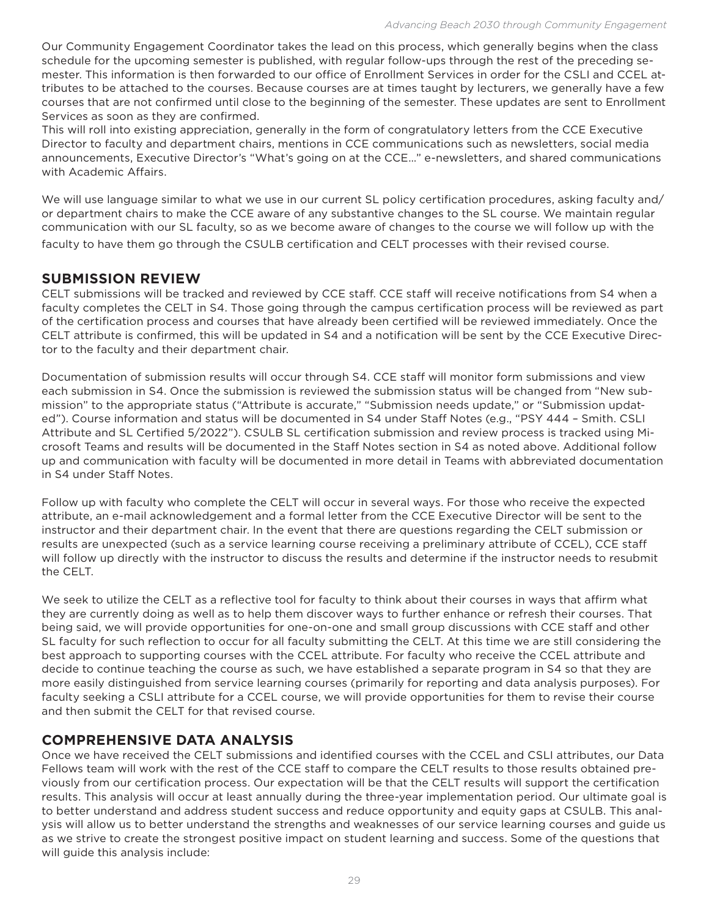Our Community Engagement Coordinator takes the lead on this process, which generally begins when the class schedule for the upcoming semester is published, with regular follow-ups through the rest of the preceding semester. This information is then forwarded to our office of Enrollment Services in order for the CSLI and CCEL attributes to be attached to the courses. Because courses are at times taught by lecturers, we generally have a few courses that are not confirmed until close to the beginning of the semester. These updates are sent to Enrollment Services as soon as they are confirmed.
This will roll into existing appreciation, generally in the form of congratulatory letters from the CCE Executive Director to faculty and department chairs, mentions in CCE communications such as newsletters, social media announcements, Executive Director's "What's going on at the CCE…" e-newsletters, and shared communications with Academic Affairs.

We will use language similar to what we use in our current SL policy certification procedures, asking faculty and/or department chairs to make the CCE aware of any substantive changes to the SL course. We maintain regular communication with our SL faculty, so as we become aware of changes to the course we will follow up with the faculty to have them go through the CSULB certification and CELT processes with their revised course.

## SUBMISSION REVIEW

CELT submissions will be tracked and reviewed by CCE staff. CCE staff will receive notifications from S4 when a faculty completes the CELT in S4. Those going through the campus certification process will be reviewed as part of the certification process and courses that have already been certified will be reviewed immediately. Once the CELT attribute is confirmed, this will be updated in S4 and a notification will be sent by the CCE Executive Director to the faculty and their department chair.

Documentation of submission results will occur through S4. CCE staff will monitor form submissions and view each submission in S4. Once the submission is reviewed the submission status will be changed from "New submission" to the appropriate status ("Attribute is accurate," "Submission needs update," or "Submission updated"). Course information and status will be documented in S4 under Staff Notes (e.g., "PSY 444 – Smith. CSLI Attribute and SL Certified 5/2022"). CSULB SL certification submission and review process is tracked using Microsoft Teams and results will be documented in the Staff Notes section in S4 as noted above. Additional follow up and communication with faculty will be documented in more detail in Teams with abbreviated documentation in S4 under Staff Notes.

Follow up with faculty who complete the CELT will occur in several ways. For those who receive the expected attribute, an e-mail acknowledgement and a formal letter from the CCE Executive Director will be sent to the instructor and their department chair. In the event that there are questions regarding the CELT submission or results are unexpected (such as a service learning course receiving a preliminary attribute of CCEL), CCE staff will follow up directly with the instructor to discuss the results and determine if the instructor needs to resubmit the CELT.

We seek to utilize the CELT as a reflective tool for faculty to think about their courses in ways that affirm what they are currently doing as well as to help them discover ways to further enhance or refresh their courses. That being said, we will provide opportunities for one-on-one and small group discussions with CCE staff and other SL faculty for such reflection to occur for all faculty submitting the CELT. At this time we are still considering the best approach to supporting courses with the CCEL attribute. For faculty who receive the CCEL attribute and decide to continue teaching the course as such, we have established a separate program in S4 so that they are more easily distinguished from service learning courses (primarily for reporting and data analysis purposes). For faculty seeking a CSLI attribute for a CCEL course, we will provide opportunities for them to revise their course and then submit the CELT for that revised course.

## COMPREHENSIVE DATA ANALYSIS

Once we have received the CELT submissions and identified courses with the CCEL and CSLI attributes, our Data Fellows team will work with the rest of the CCE staff to compare the CELT results to those results obtained previously from our certification process. Our expectation will be that the CELT results will support the certification results. This analysis will occur at least annually during the three-year implementation period. Our ultimate goal is to better understand and address student success and reduce opportunity and equity gaps at CSULB. This analysis will allow us to better understand the strengths and weaknesses of our service learning courses and guide us as we strive to create the strongest positive impact on student learning and success. Some of the questions that will guide this analysis include: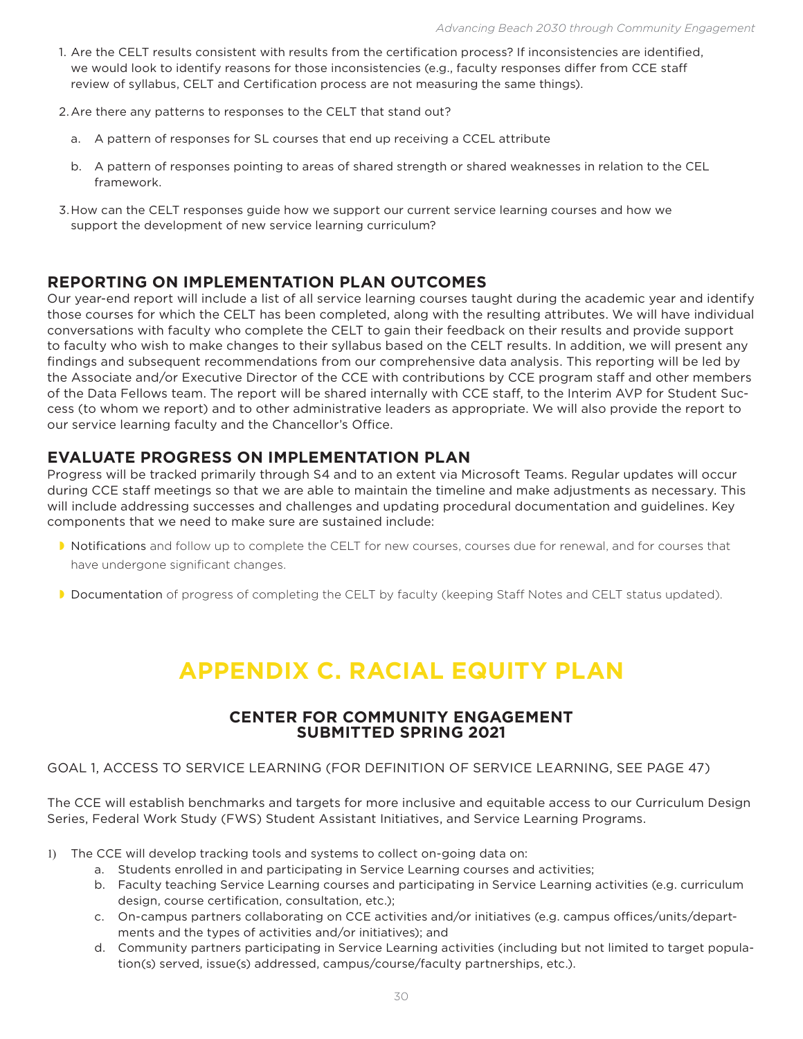1. Are the CELT results consistent with results from the certification process? If inconsistencies are identified, we would look to identify reasons for those inconsistencies (e.g., faculty responses differ from CCE staff review of syllabus, CELT and Certification process are not measuring the same things).

2. Are there any patterns to responses to the CELT that stand out?

   a. A pattern of responses for SL courses that end up receiving a CCEL attribute

   b. A pattern of responses pointing to areas of shared strength or shared weaknesses in relation to the CEL framework.

3. How can the CELT responses guide how we support our current service learning courses and how we support the development of new service learning curriculum?

## REPORTING ON IMPLEMENTATION PLAN OUTCOMES

Our year-end report will include a list of all service learning courses taught during the academic year and identify those courses for which the CELT has been completed, along with the resulting attributes. We will have individual conversations with faculty who complete the CELT to gain their feedback on their results and provide support to faculty who wish to make changes to their syllabus based on the CELT results. In addition, we will present any findings and subsequent recommendations from our comprehensive data analysis. This reporting will be led by the Associate and/or Executive Director of the CCE with contributions by CCE program staff and other members of the Data Fellows team. The report will be shared internally with CCE staff, to the Interim AVP for Student Success (to whom we report) and to other administrative leaders as appropriate. We will also provide the report to our service learning faculty and the Chancellor's Office.

## EVALUATE PROGRESS ON IMPLEMENTATION PLAN

Progress will be tracked primarily through S4 and to an extent via Microsoft Teams. Regular updates will occur during CCE staff meetings so that we are able to maintain the timeline and make adjustments as necessary. This will include addressing successes and challenges and updating procedural documentation and guidelines. Key components that we need to make sure are sustained include:

- Notifications and follow up to complete the CELT for new courses, courses due for renewal, and for courses that have undergone significant changes.
- Documentation of progress of completing the CELT by faculty (keeping Staff Notes and CELT status updated).

# APPENDIX C. RACIAL EQUITY PLAN

### CENTER FOR COMMUNITY ENGAGEMENT
### SUBMITTED SPRING 2021

GOAL 1, ACCESS TO SERVICE LEARNING (FOR DEFINITION OF SERVICE LEARNING, SEE PAGE 47)

The CCE will establish benchmarks and targets for more inclusive and equitable access to our Curriculum Design Series, Federal Work Study (FWS) Student Assistant Initiatives, and Service Learning Programs.

1) The CCE will develop tracking tools and systems to collect on-going data on:
   a. Students enrolled in and participating in Service Learning courses and activities;
   b. Faculty teaching Service Learning courses and participating in Service Learning activities (e.g. curriculum design, course certification, consultation, etc.);
   c. On-campus partners collaborating on CCE activities and/or initiatives (e.g. campus offices/units/departments and the types of activities and/or initiatives); and
   d. Community partners participating in Service Learning activities (including but not limited to target population(s) served, issue(s) addressed, campus/course/faculty partnerships, etc.).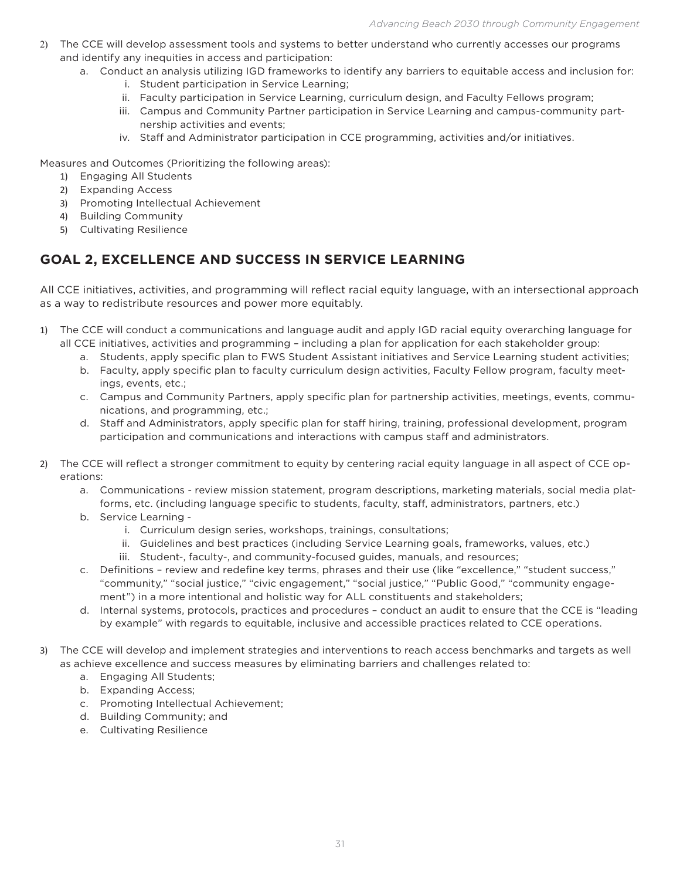2) The CCE will develop assessment tools and systems to better understand who currently accesses our programs and identify any inequities in access and participation:
    a. Conduct an analysis utilizing IGD frameworks to identify any barriers to equitable access and inclusion for:
        i. Student participation in Service Learning;
        ii. Faculty participation in Service Learning, curriculum design, and Faculty Fellows program;
        iii. Campus and Community Partner participation in Service Learning and campus-community partnership activities and events;
        iv. Staff and Administrator participation in CCE programming, activities and/or initiatives.

Measures and Outcomes (Prioritizing the following areas):

1) Engaging All Students
2) Expanding Access
3) Promoting Intellectual Achievement
4) Building Community
5) Cultivating Resilience

## GOAL 2, EXCELLENCE AND SUCCESS IN SERVICE LEARNING

All CCE initiatives, activities, and programming will reflect racial equity language, with an intersectional approach as a way to redistribute resources and power more equitably.

1) The CCE will conduct a communications and language audit and apply IGD racial equity overarching language for all CCE initiatives, activities and programming – including a plan for application for each stakeholder group:
    a. Students, apply specific plan to FWS Student Assistant initiatives and Service Learning student activities;
    b. Faculty, apply specific plan to faculty curriculum design activities, Faculty Fellow program, faculty meetings, events, etc.;
    c. Campus and Community Partners, apply specific plan for partnership activities, meetings, events, communications, and programming, etc.;
    d. Staff and Administrators, apply specific plan for staff hiring, training, professional development, program participation and communications and interactions with campus staff and administrators.

2) The CCE will reflect a stronger commitment to equity by centering racial equity language in all aspect of CCE operations:
    a. Communications - review mission statement, program descriptions, marketing materials, social media platforms, etc. (including language specific to students, faculty, staff, administrators, partners, etc.)
    b. Service Learning -
        i. Curriculum design series, workshops, trainings, consultations;
        ii. Guidelines and best practices (including Service Learning goals, frameworks, values, etc.)
        iii. Student-, faculty-, and community-focused guides, manuals, and resources;
    c. Definitions – review and redefine key terms, phrases and their use (like "excellence," "student success," "community," "social justice," "civic engagement," "social justice," "Public Good," "community engagement") in a more intentional and holistic way for ALL constituents and stakeholders;
    d. Internal systems, protocols, practices and procedures – conduct an audit to ensure that the CCE is "leading by example" with regards to equitable, inclusive and accessible practices related to CCE operations.

3) The CCE will develop and implement strategies and interventions to reach access benchmarks and targets as well as achieve excellence and success measures by eliminating barriers and challenges related to:
    a. Engaging All Students;
    b. Expanding Access;
    c. Promoting Intellectual Achievement;
    d. Building Community; and
    e. Cultivating Resilience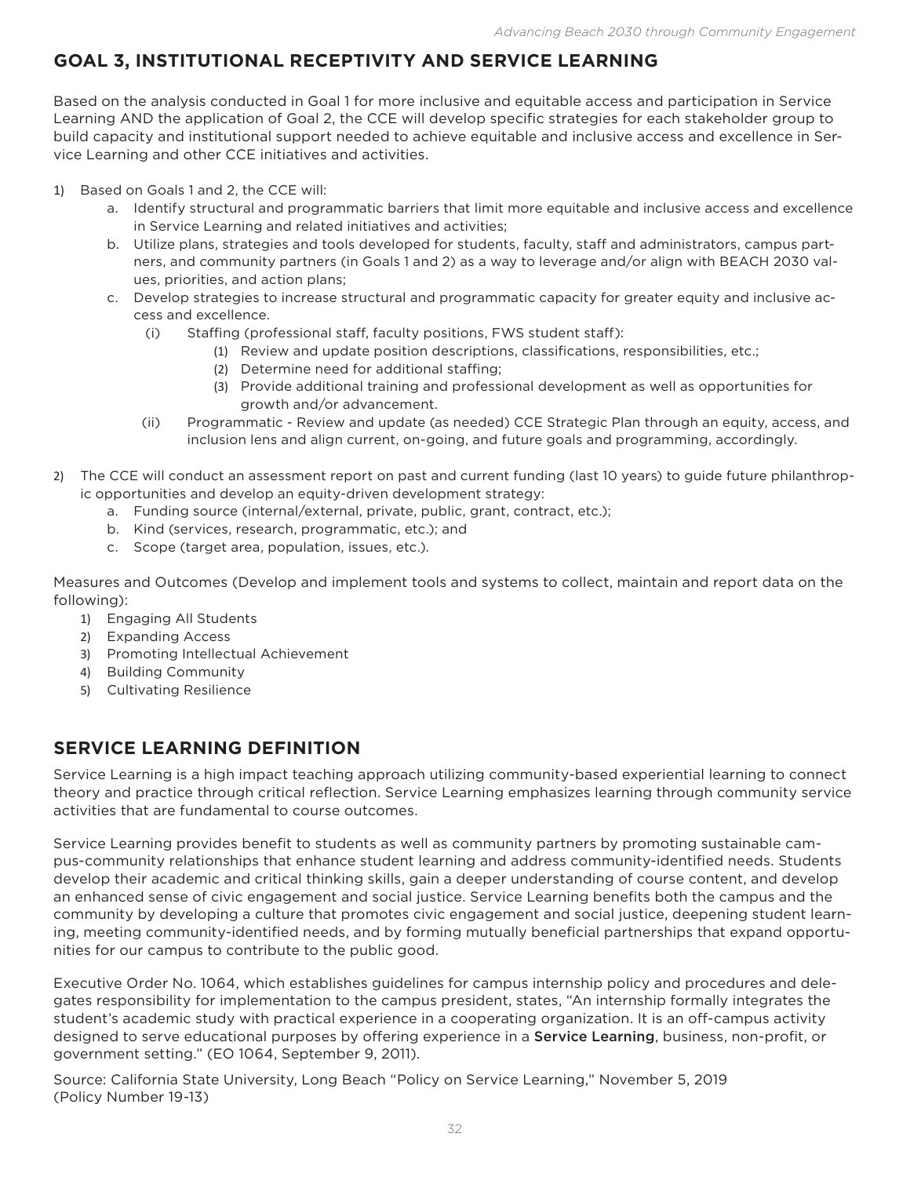## GOAL 3, INSTITUTIONAL RECEPTIVITY AND SERVICE LEARNING

Based on the analysis conducted in Goal 1 for more inclusive and equitable access and participation in Service Learning AND the application of Goal 2, the CCE will develop specific strategies for each stakeholder group to build capacity and institutional support needed to achieve equitable and inclusive access and excellence in Service Learning and other CCE initiatives and activities.

1) Based on Goals 1 and 2, the CCE will:
    a. Identify structural and programmatic barriers that limit more equitable and inclusive access and excellence in Service Learning and related initiatives and activities;
    b. Utilize plans, strategies and tools developed for students, faculty, staff and administrators, campus partners, and community partners (in Goals 1 and 2) as a way to leverage and/or align with BEACH 2030 values, priorities, and action plans;
    c. Develop strategies to increase structural and programmatic capacity for greater equity and inclusive access and excellence.
        (i) Staffing (professional staff, faculty positions, FWS student staff):
            (1) Review and update position descriptions, classifications, responsibilities, etc.;
            (2) Determine need for additional staffing;
            (3) Provide additional training and professional development as well as opportunities for growth and/or advancement.
        (ii) Programmatic - Review and update (as needed) CCE Strategic Plan through an equity, access, and inclusion lens and align current, on-going, and future goals and programming, accordingly.

2) The CCE will conduct an assessment report on past and current funding (last 10 years) to guide future philanthropic opportunities and develop an equity-driven development strategy:
    a. Funding source (internal/external, private, public, grant, contract, etc.);
    b. Kind (services, research, programmatic, etc.); and
    c. Scope (target area, population, issues, etc.).

Measures and Outcomes (Develop and implement tools and systems to collect, maintain and report data on the following):

1) Engaging All Students
2) Expanding Access
3) Promoting Intellectual Achievement
4) Building Community
5) Cultivating Resilience

## SERVICE LEARNING DEFINITION

Service Learning is a high impact teaching approach utilizing community-based experiential learning to connect theory and practice through critical reflection. Service Learning emphasizes learning through community service activities that are fundamental to course outcomes.

Service Learning provides benefit to students as well as community partners by promoting sustainable campus-community relationships that enhance student learning and address community-identified needs. Students develop their academic and critical thinking skills, gain a deeper understanding of course content, and develop an enhanced sense of civic engagement and social justice. Service Learning benefits both the campus and the community by developing a culture that promotes civic engagement and social justice, deepening student learning, meeting community-identified needs, and by forming mutually beneficial partnerships that expand opportunities for our campus to contribute to the public good.

Executive Order No. 1064, which establishes guidelines for campus internship policy and procedures and delegates responsibility for implementation to the campus president, states, "An internship formally integrates the student's academic study with practical experience in a cooperating organization. It is an off-campus activity designed to serve educational purposes by offering experience in a **Service Learning**, business, non-profit, or government setting." (EO 1064, September 9, 2011).

Source: California State University, Long Beach "Policy on Service Learning," November 5, 2019 (Policy Number 19-13)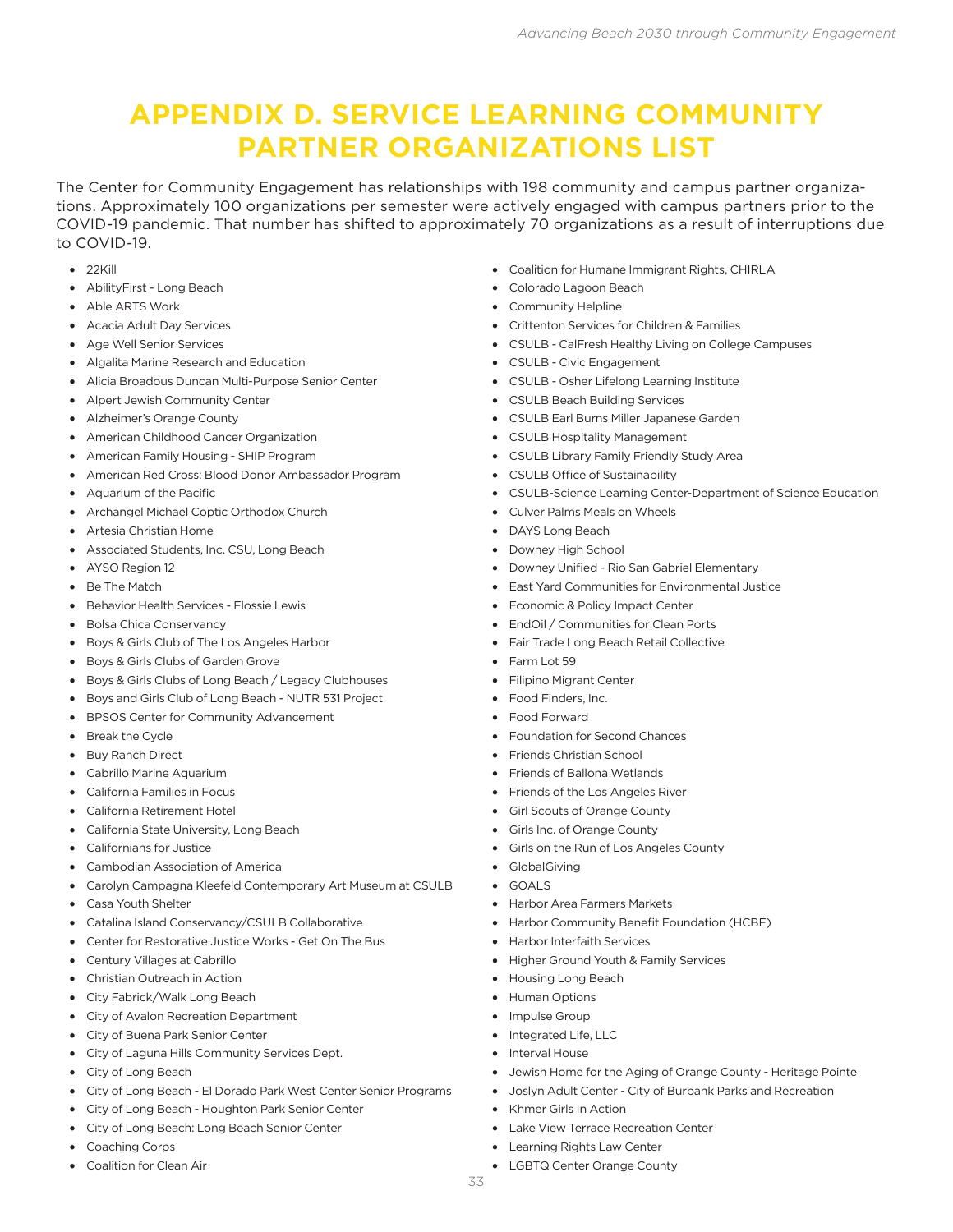# APPENDIX D. SERVICE LEARNING COMMUNITY PARTNER ORGANIZATIONS LIST

The Center for Community Engagement has relationships with 198 community and campus partner organizations. Approximately 100 organizations per semester were actively engaged with campus partners prior to the COVID-19 pandemic. That number has shifted to approximately 70 organizations as a result of interruptions due to COVID-19.

- 22Kill
- AbilityFirst - Long Beach
- Able ARTS Work
- Acacia Adult Day Services
- Age Well Senior Services
- Algalita Marine Research and Education
- Alicia Broadous Duncan Multi-Purpose Senior Center
- Alpert Jewish Community Center
- Alzheimer's Orange County
- American Childhood Cancer Organization
- American Family Housing - SHIP Program
- American Red Cross: Blood Donor Ambassador Program
- Aquarium of the Pacific
- Archangel Michael Coptic Orthodox Church
- Artesia Christian Home
- Associated Students, Inc. CSU, Long Beach
- AYSO Region 12
- Be The Match
- Behavior Health Services - Flossie Lewis
- Bolsa Chica Conservancy
- Boys & Girls Club of The Los Angeles Harbor
- Boys & Girls Clubs of Garden Grove
- Boys & Girls Clubs of Long Beach / Legacy Clubhouses
- Boys and Girls Club of Long Beach - NUTR 531 Project
- BPSOS Center for Community Advancement
- Break the Cycle
- Buy Ranch Direct
- Cabrillo Marine Aquarium
- California Families in Focus
- California Retirement Hotel
- California State University, Long Beach
- Californians for Justice
- Cambodian Association of America
- Carolyn Campagna Kleefeld Contemporary Art Museum at CSULB
- Casa Youth Shelter
- Catalina Island Conservancy/CSULB Collaborative
- Center for Restorative Justice Works - Get On The Bus
- Century Villages at Cabrillo
- Christian Outreach in Action
- City Fabrick/Walk Long Beach
- City of Avalon Recreation Department
- City of Buena Park Senior Center
- City of Laguna Hills Community Services Dept.
- City of Long Beach
- City of Long Beach - El Dorado Park West Center Senior Programs
- City of Long Beach - Houghton Park Senior Center
- City of Long Beach: Long Beach Senior Center
- Coaching Corps
- Coalition for Clean Air
- Coalition for Humane Immigrant Rights, CHIRLA
- Colorado Lagoon Beach
- Community Helpline
- Crittenton Services for Children & Families
- CSULB - CalFresh Healthy Living on College Campuses
- CSULB - Civic Engagement
- CSULB - Osher Lifelong Learning Institute
- CSULB Beach Building Services
- CSULB Earl Burns Miller Japanese Garden
- CSULB Hospitality Management
- CSULB Library Family Friendly Study Area
- CSULB Office of Sustainability
- CSULB-Science Learning Center-Department of Science Education
- Culver Palms Meals on Wheels
- DAYS Long Beach
- Downey High School
- Downey Unified - Rio San Gabriel Elementary
- East Yard Communities for Environmental Justice
- Economic & Policy Impact Center
- EndOil / Communities for Clean Ports
- Fair Trade Long Beach Retail Collective
- Farm Lot 59
- Filipino Migrant Center
- Food Finders, Inc.
- Food Forward
- Foundation for Second Chances
- Friends Christian School
- Friends of Ballona Wetlands
- Friends of the Los Angeles River
- Girl Scouts of Orange County
- Girls Inc. of Orange County
- Girls on the Run of Los Angeles County
- GlobalGiving
- GOALS
- Harbor Area Farmers Markets
- Harbor Community Benefit Foundation (HCBF)
- Harbor Interfaith Services
- Higher Ground Youth & Family Services
- Housing Long Beach
- Human Options
- Impulse Group
- Integrated Life, LLC
- Interval House
- Jewish Home for the Aging of Orange County - Heritage Pointe
- Joslyn Adult Center - City of Burbank Parks and Recreation
- Khmer Girls In Action
- Lake View Terrace Recreation Center
- Learning Rights Law Center
- LGBTQ Center Orange County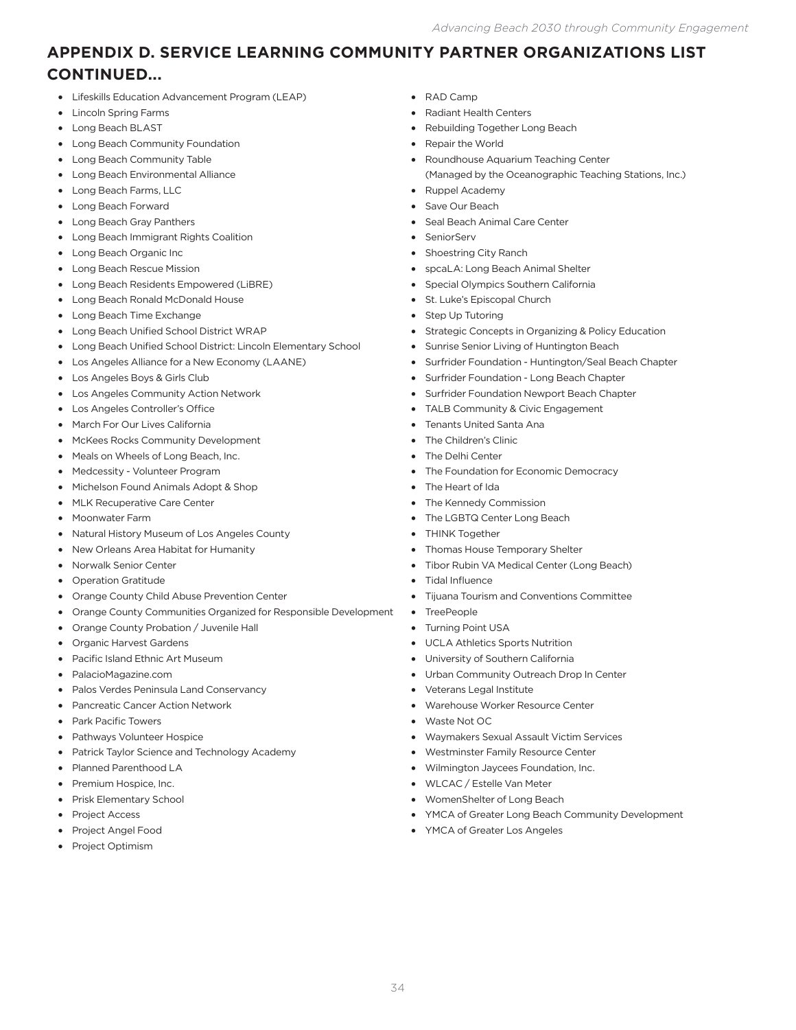## APPENDIX D. SERVICE LEARNING COMMUNITY PARTNER ORGANIZATIONS LIST CONTINUED...

- Lifeskills Education Advancement Program (LEAP)
- Lincoln Spring Farms
- Long Beach BLAST
- Long Beach Community Foundation
- Long Beach Community Table
- Long Beach Environmental Alliance
- Long Beach Farms, LLC
- Long Beach Forward
- Long Beach Gray Panthers
- Long Beach Immigrant Rights Coalition
- Long Beach Organic Inc
- Long Beach Rescue Mission
- Long Beach Residents Empowered (LiBRE)
- Long Beach Ronald McDonald House
- Long Beach Time Exchange
- Long Beach Unified School District WRAP
- Long Beach Unified School District: Lincoln Elementary School
- Los Angeles Alliance for a New Economy (LAANE)
- Los Angeles Boys & Girls Club
- Los Angeles Community Action Network
- Los Angeles Controller's Office
- March For Our Lives California
- McKees Rocks Community Development
- Meals on Wheels of Long Beach, Inc.
- Medcessity - Volunteer Program
- Michelson Found Animals Adopt & Shop
- MLK Recuperative Care Center
- Moonwater Farm
- Natural History Museum of Los Angeles County
- New Orleans Area Habitat for Humanity
- Norwalk Senior Center
- Operation Gratitude
- Orange County Child Abuse Prevention Center
- Orange County Communities Organized for Responsible Development
- Orange County Probation / Juvenile Hall
- Organic Harvest Gardens
- Pacific Island Ethnic Art Museum
- PalacioMagazine.com
- Palos Verdes Peninsula Land Conservancy
- Pancreatic Cancer Action Network
- Park Pacific Towers
- Pathways Volunteer Hospice
- Patrick Taylor Science and Technology Academy
- Planned Parenthood LA
- Premium Hospice, Inc.
- Prisk Elementary School
- Project Access
- Project Angel Food
- Project Optimism
- RAD Camp
- Radiant Health Centers
- Rebuilding Together Long Beach
- Repair the World
- Roundhouse Aquarium Teaching Center (Managed by the Oceanographic Teaching Stations, Inc.)
- Ruppel Academy
- Save Our Beach
- Seal Beach Animal Care Center
- SeniorServ
- Shoestring City Ranch
- spcaLA: Long Beach Animal Shelter
- Special Olympics Southern California
- St. Luke's Episcopal Church
- Step Up Tutoring
- Strategic Concepts in Organizing & Policy Education
- Sunrise Senior Living of Huntington Beach
- Surfrider Foundation - Huntington/Seal Beach Chapter
- Surfrider Foundation - Long Beach Chapter
- Surfrider Foundation Newport Beach Chapter
- TALB Community & Civic Engagement
- Tenants United Santa Ana
- The Children's Clinic
- The Delhi Center
- The Foundation for Economic Democracy
- The Heart of Ida
- The Kennedy Commission
- The LGBTQ Center Long Beach
- THINK Together
- Thomas House Temporary Shelter
- Tibor Rubin VA Medical Center (Long Beach)
- Tidal Influence
- Tijuana Tourism and Conventions Committee
- TreePeople
- Turning Point USA
- UCLA Athletics Sports Nutrition
- University of Southern California
- Urban Community Outreach Drop In Center
- Veterans Legal Institute
- Warehouse Worker Resource Center
- Waste Not OC
- Waymakers Sexual Assault Victim Services
- Westminster Family Resource Center
- Wilmington Jaycees Foundation, Inc.
- WLCAC / Estelle Van Meter
- WomenShelter of Long Beach
- YMCA of Greater Long Beach Community Development
- YMCA of Greater Los Angeles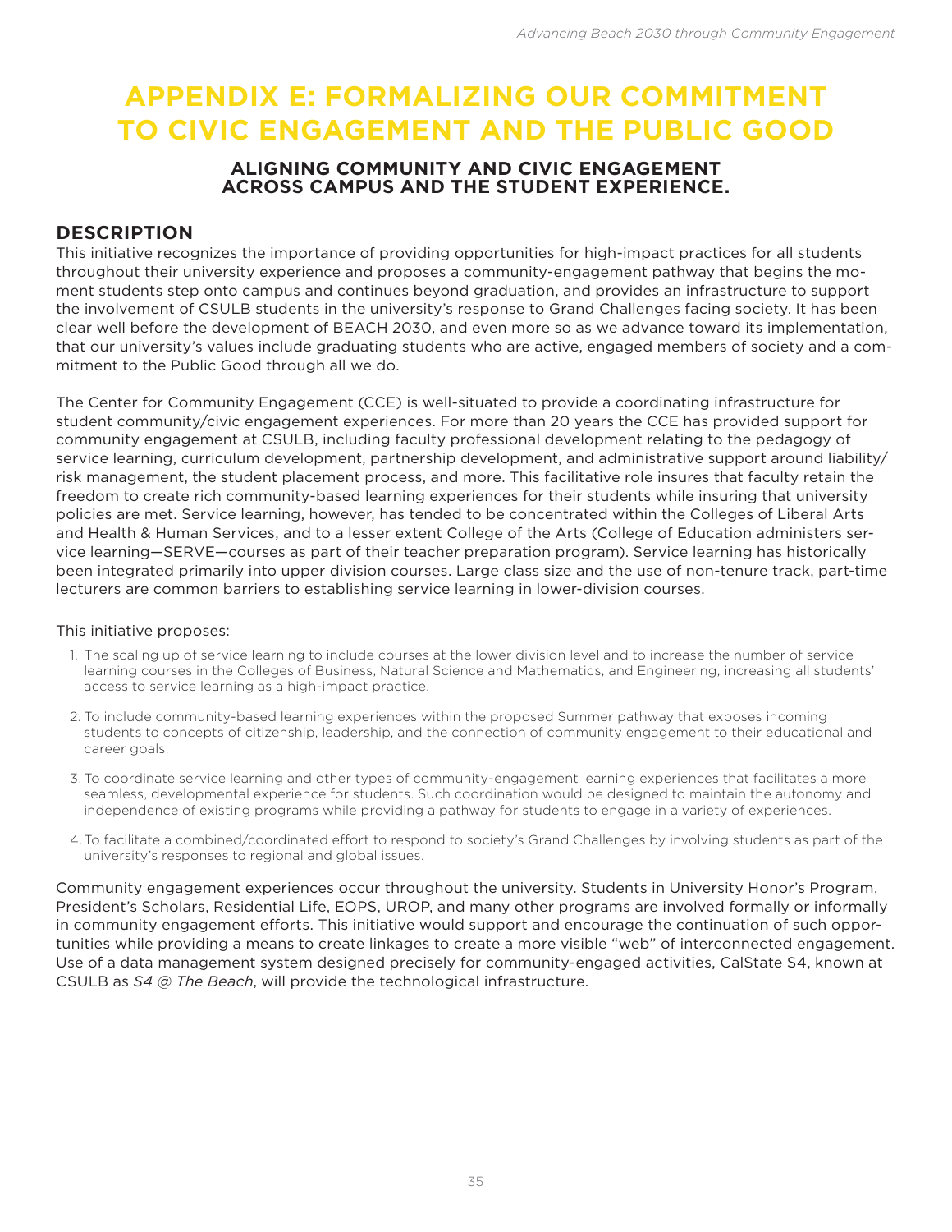# APPENDIX E: FORMALIZING OUR COMMITMENT TO CIVIC ENGAGEMENT AND THE PUBLIC GOOD

### ALIGNING COMMUNITY AND CIVIC ENGAGEMENT ACROSS CAMPUS AND THE STUDENT EXPERIENCE.

## DESCRIPTION

This initiative recognizes the importance of providing opportunities for high-impact practices for all students throughout their university experience and proposes a community-engagement pathway that begins the moment students step onto campus and continues beyond graduation, and provides an infrastructure to support the involvement of CSULB students in the university's response to Grand Challenges facing society. It has been clear well before the development of BEACH 2030, and even more so as we advance toward its implementation, that our university's values include graduating students who are active, engaged members of society and a commitment to the Public Good through all we do.

The Center for Community Engagement (CCE) is well-situated to provide a coordinating infrastructure for student community/civic engagement experiences. For more than 20 years the CCE has provided support for community engagement at CSULB, including faculty professional development relating to the pedagogy of service learning, curriculum development, partnership development, and administrative support around liability/risk management, the student placement process, and more. This facilitative role insures that faculty retain the freedom to create rich community-based learning experiences for their students while insuring that university policies are met. Service learning, however, has tended to be concentrated within the Colleges of Liberal Arts and Health & Human Services, and to a lesser extent College of the Arts (College of Education administers service learning—SERVE—courses as part of their teacher preparation program). Service learning has historically been integrated primarily into upper division courses. Large class size and the use of non-tenure track, part-time lecturers are common barriers to establishing service learning in lower-division courses.

This initiative proposes:

1. The scaling up of service learning to include courses at the lower division level and to increase the number of service learning courses in the Colleges of Business, Natural Science and Mathematics, and Engineering, increasing all students' access to service learning as a high-impact practice.
2. To include community-based learning experiences within the proposed Summer pathway that exposes incoming students to concepts of citizenship, leadership, and the connection of community engagement to their educational and career goals.
3. To coordinate service learning and other types of community-engagement learning experiences that facilitates a more seamless, developmental experience for students. Such coordination would be designed to maintain the autonomy and independence of existing programs while providing a pathway for students to engage in a variety of experiences.
4. To facilitate a combined/coordinated effort to respond to society's Grand Challenges by involving students as part of the university's responses to regional and global issues.

Community engagement experiences occur throughout the university. Students in University Honor's Program, President's Scholars, Residential Life, EOPS, UROP, and many other programs are involved formally or informally in community engagement efforts. This initiative would support and encourage the continuation of such opportunities while providing a means to create linkages to create a more visible "web" of interconnected engagement. Use of a data management system designed precisely for community-engaged activities, CalState S4, known at CSULB as *S4 @ The Beach*, will provide the technological infrastructure.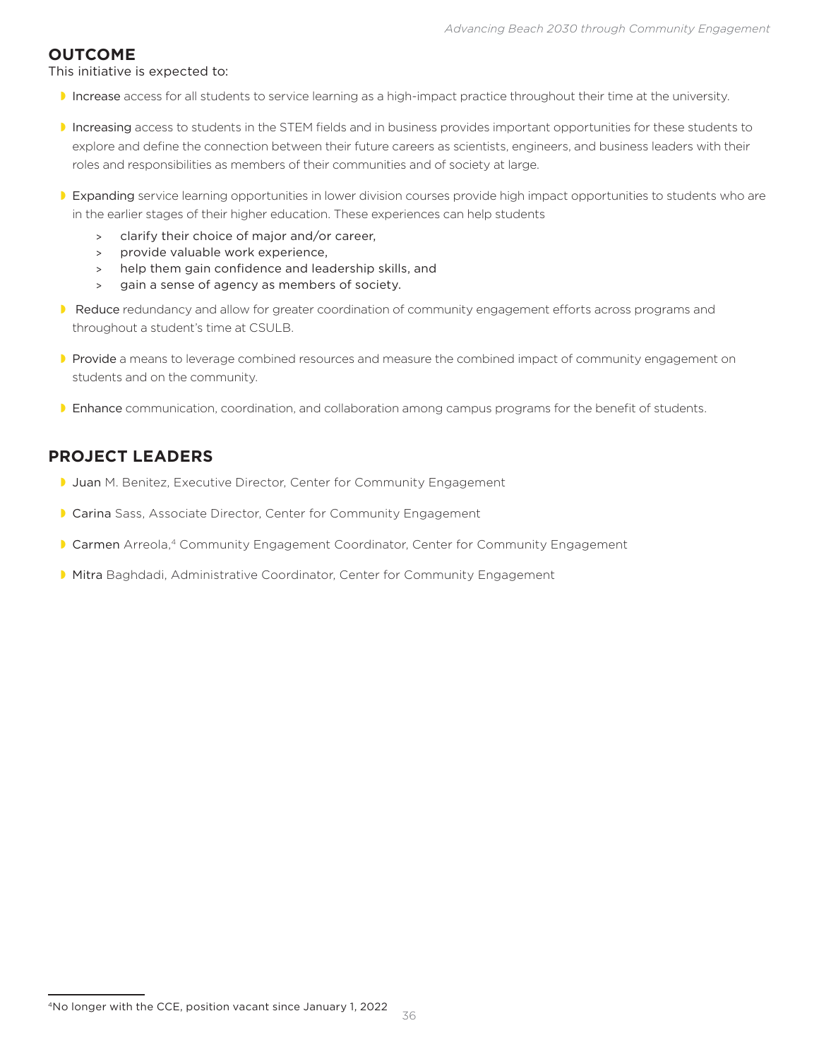## OUTCOME

This initiative is expected to:

- Increase access for all students to service learning as a high-impact practice throughout their time at the university.
- Increasing access to students in the STEM fields and in business provides important opportunities for these students to explore and define the connection between their future careers as scientists, engineers, and business leaders with their roles and responsibilities as members of their communities and of society at large.
- Expanding service learning opportunities in lower division courses provide high impact opportunities to students who are in the earlier stages of their higher education. These experiences can help students
  - clarify their choice of major and/or career,
  - provide valuable work experience,
  - help them gain confidence and leadership skills, and
  - gain a sense of agency as members of society.
- Reduce redundancy and allow for greater coordination of community engagement efforts across programs and throughout a student's time at CSULB.
- Provide a means to leverage combined resources and measure the combined impact of community engagement on students and on the community.
- Enhance communication, coordination, and collaboration among campus programs for the benefit of students.

## PROJECT LEADERS

- Juan M. Benitez, Executive Director, Center for Community Engagement
- Carina Sass, Associate Director, Center for Community Engagement
- Carmen Arreola,[4] Community Engagement Coordinator, Center for Community Engagement
- Mitra Baghdadi, Administrative Coordinator, Center for Community Engagement

[4] No longer with the CCE, position vacant since January 1, 2022